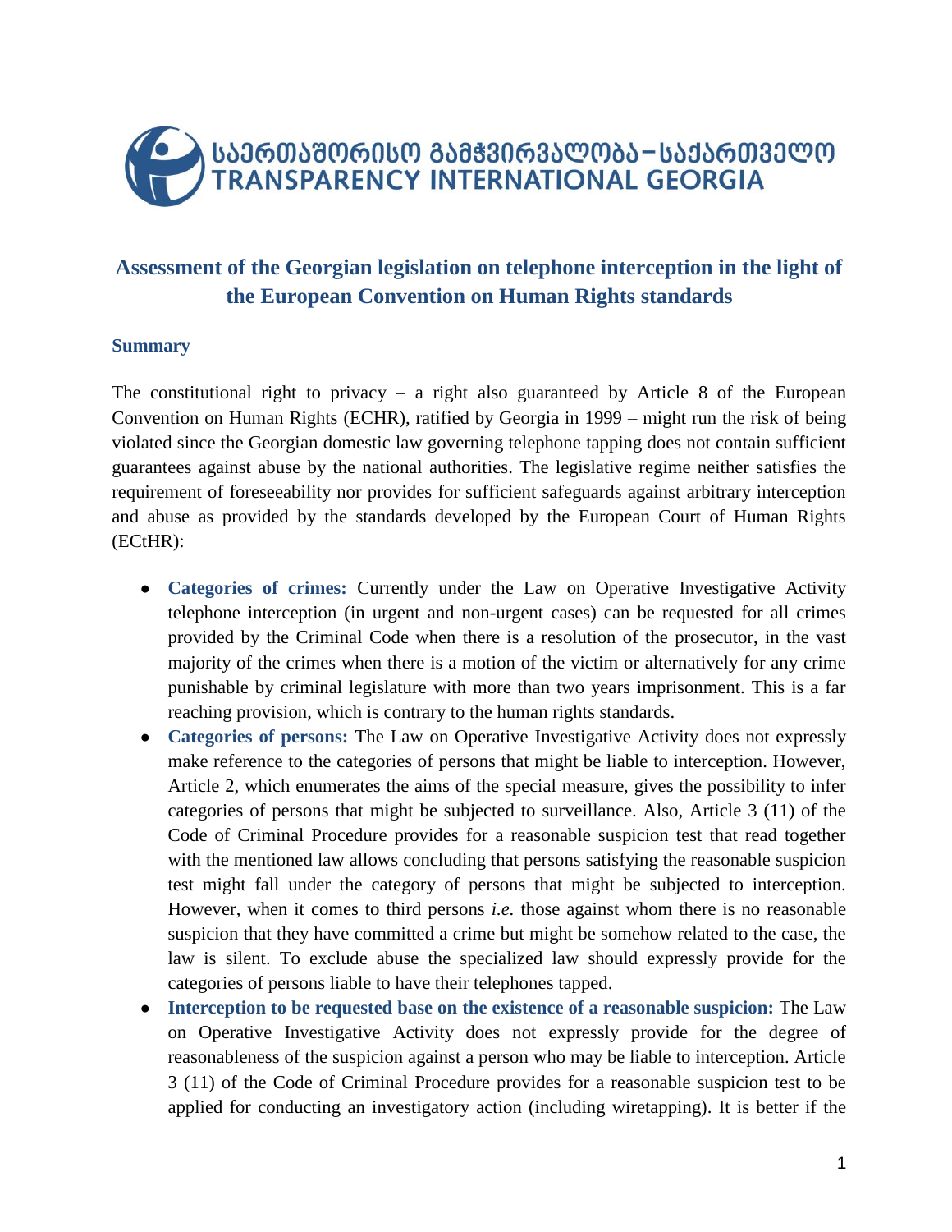საერთაშორისო გამჭვირვალობა–საქართველო
TRANSPARENCY INTERNATIONAL GEORGIA

# Assessment of the Georgian legislation on telephone interception in the light of the European Convention on Human Rights standards

## Summary

The constitutional right to privacy – a right also guaranteed by Article 8 of the European Convention on Human Rights (ECHR), ratified by Georgia in 1999 – might run the risk of being violated since the Georgian domestic law governing telephone tapping does not contain sufficient guarantees against abuse by the national authorities. The legislative regime neither satisfies the requirement of foreseeability nor provides for sufficient safeguards against arbitrary interception and abuse as provided by the standards developed by the European Court of Human Rights (ECtHR):

- **Categories of crimes:** Currently under the Law on Operative Investigative Activity telephone interception (in urgent and non-urgent cases) can be requested for all crimes provided by the Criminal Code when there is a resolution of the prosecutor, in the vast majority of the crimes when there is a motion of the victim or alternatively for any crime punishable by criminal legislature with more than two years imprisonment. This is a far reaching provision, which is contrary to the human rights standards.
- **Categories of persons:** The Law on Operative Investigative Activity does not expressly make reference to the categories of persons that might be liable to interception. However, Article 2, which enumerates the aims of the special measure, gives the possibility to infer categories of persons that might be subjected to surveillance. Also, Article 3 (11) of the Code of Criminal Procedure provides for a reasonable suspicion test that read together with the mentioned law allows concluding that persons satisfying the reasonable suspicion test might fall under the category of persons that might be subjected to interception. However, when it comes to third persons *i.e.* those against whom there is no reasonable suspicion that they have committed a crime but might be somehow related to the case, the law is silent. To exclude abuse the specialized law should expressly provide for the categories of persons liable to have their telephones tapped.
- **Interception to be requested base on the existence of a reasonable suspicion:** The Law on Operative Investigative Activity does not expressly provide for the degree of reasonableness of the suspicion against a person who may be liable to interception. Article 3 (11) of the Code of Criminal Procedure provides for a reasonable suspicion test to be applied for conducting an investigatory action (including wiretapping). It is better if the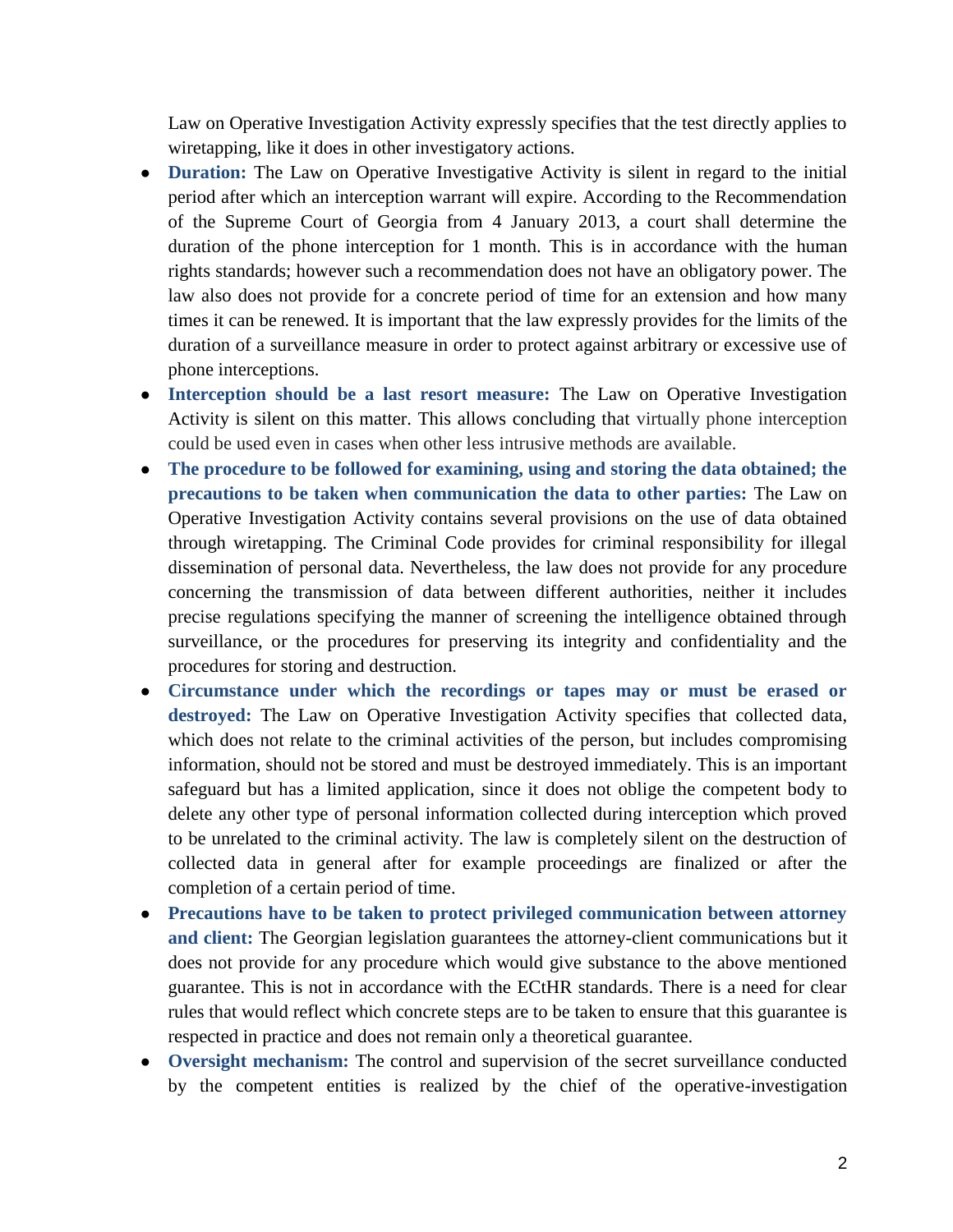Law on Operative Investigation Activity expressly specifies that the test directly applies to wiretapping, like it does in other investigatory actions.

- **Duration:** The Law on Operative Investigative Activity is silent in regard to the initial period after which an interception warrant will expire. According to the Recommendation of the Supreme Court of Georgia from 4 January 2013, a court shall determine the duration of the phone interception for 1 month. This is in accordance with the human rights standards; however such a recommendation does not have an obligatory power. The law also does not provide for a concrete period of time for an extension and how many times it can be renewed. It is important that the law expressly provides for the limits of the duration of a surveillance measure in order to protect against arbitrary or excessive use of phone interceptions.
- **Interception should be a last resort measure:** The Law on Operative Investigation Activity is silent on this matter. This allows concluding that virtually phone interception could be used even in cases when other less intrusive methods are available.
- **The procedure to be followed for examining, using and storing the data obtained; the precautions to be taken when communication the data to other parties:** The Law on Operative Investigation Activity contains several provisions on the use of data obtained through wiretapping. The Criminal Code provides for criminal responsibility for illegal dissemination of personal data. Nevertheless, the law does not provide for any procedure concerning the transmission of data between different authorities, neither it includes precise regulations specifying the manner of screening the intelligence obtained through surveillance, or the procedures for preserving its integrity and confidentiality and the procedures for storing and destruction.
- **Circumstance under which the recordings or tapes may or must be erased or destroyed:** The Law on Operative Investigation Activity specifies that collected data, which does not relate to the criminal activities of the person, but includes compromising information, should not be stored and must be destroyed immediately. This is an important safeguard but has a limited application, since it does not oblige the competent body to delete any other type of personal information collected during interception which proved to be unrelated to the criminal activity. The law is completely silent on the destruction of collected data in general after for example proceedings are finalized or after the completion of a certain period of time.
- **Precautions have to be taken to protect privileged communication between attorney and client:** The Georgian legislation guarantees the attorney-client communications but it does not provide for any procedure which would give substance to the above mentioned guarantee. This is not in accordance with the ECtHR standards. There is a need for clear rules that would reflect which concrete steps are to be taken to ensure that this guarantee is respected in practice and does not remain only a theoretical guarantee.
- **Oversight mechanism:** The control and supervision of the secret surveillance conducted by the competent entities is realized by the chief of the operative-investigation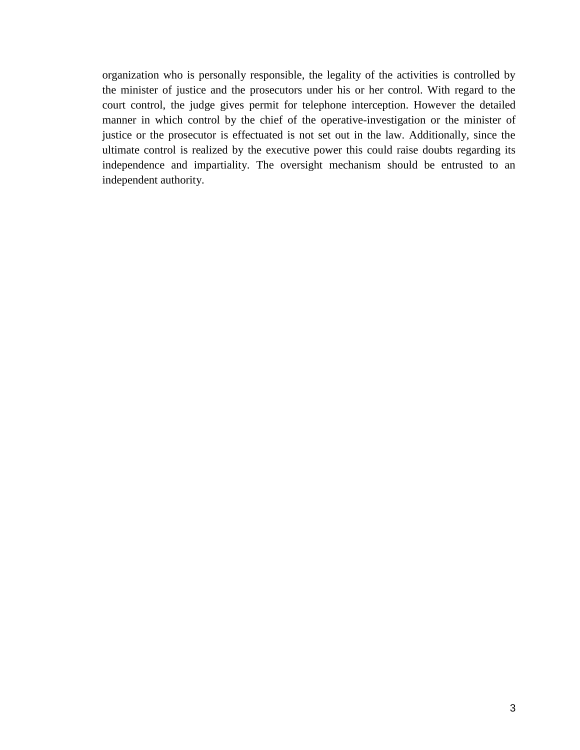organization who is personally responsible, the legality of the activities is controlled by the minister of justice and the prosecutors under his or her control. With regard to the court control, the judge gives permit for telephone interception. However the detailed manner in which control by the chief of the operative-investigation or the minister of justice or the prosecutor is effectuated is not set out in the law. Additionally, since the ultimate control is realized by the executive power this could raise doubts regarding its independence and impartiality. The oversight mechanism should be entrusted to an independent authority.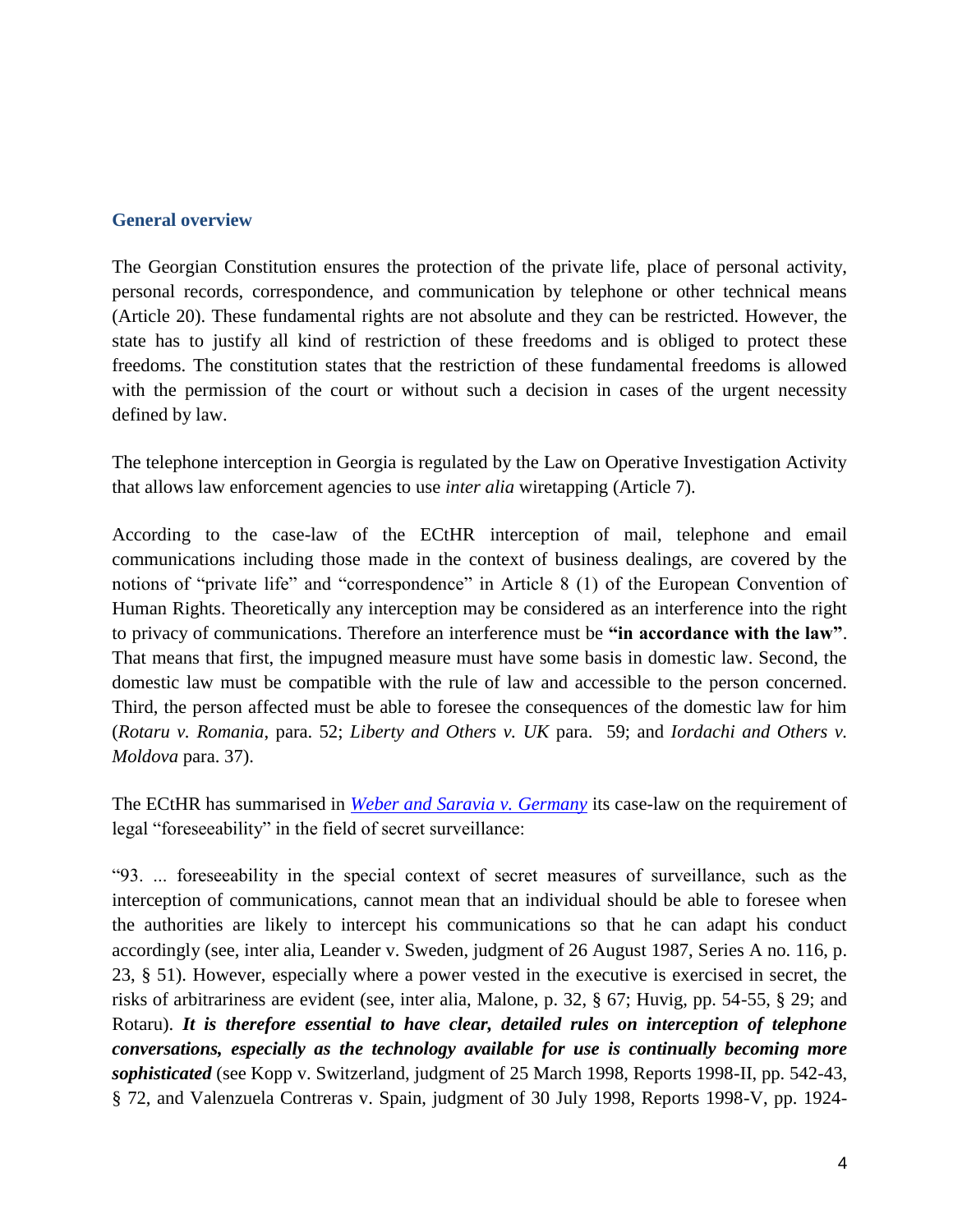## General overview

The Georgian Constitution ensures the protection of the private life, place of personal activity, personal records, correspondence, and communication by telephone or other technical means (Article 20). These fundamental rights are not absolute and they can be restricted. However, the state has to justify all kind of restriction of these freedoms and is obliged to protect these freedoms. The constitution states that the restriction of these fundamental freedoms is allowed with the permission of the court or without such a decision in cases of the urgent necessity defined by law.

The telephone interception in Georgia is regulated by the Law on Operative Investigation Activity that allows law enforcement agencies to use *inter alia* wiretapping (Article 7).

According to the case-law of the ECtHR interception of mail, telephone and email communications including those made in the context of business dealings, are covered by the notions of "private life" and "correspondence" in Article 8 (1) of the European Convention of Human Rights. Theoretically any interception may be considered as an interference into the right to privacy of communications. Therefore an interference must be **"in accordance with the law"**. That means that first, the impugned measure must have some basis in domestic law. Second, the domestic law must be compatible with the rule of law and accessible to the person concerned. Third, the person affected must be able to foresee the consequences of the domestic law for him (*Rotaru v. Romania*, para. 52; *Liberty and Others v. UK* para. 59; and *Iordachi and Others v. Moldova* para. 37).

The ECtHR has summarised in *Weber and Saravia v. Germany* its case-law on the requirement of legal "foreseeability" in the field of secret surveillance:

"93. ... foreseeability in the special context of secret measures of surveillance, such as the interception of communications, cannot mean that an individual should be able to foresee when the authorities are likely to intercept his communications so that he can adapt his conduct accordingly (see, inter alia, Leander v. Sweden, judgment of 26 August 1987, Series A no. 116, p. 23, § 51). However, especially where a power vested in the executive is exercised in secret, the risks of arbitrariness are evident (see, inter alia, Malone, p. 32, § 67; Huvig, pp. 54-55, § 29; and Rotaru). ***It is therefore essential to have clear, detailed rules on interception of telephone conversations, especially as the technology available for use is continually becoming more sophisticated*** (see Kopp v. Switzerland, judgment of 25 March 1998, Reports 1998-II, pp. 542-43, § 72, and Valenzuela Contreras v. Spain, judgment of 30 July 1998, Reports 1998-V, pp. 1924-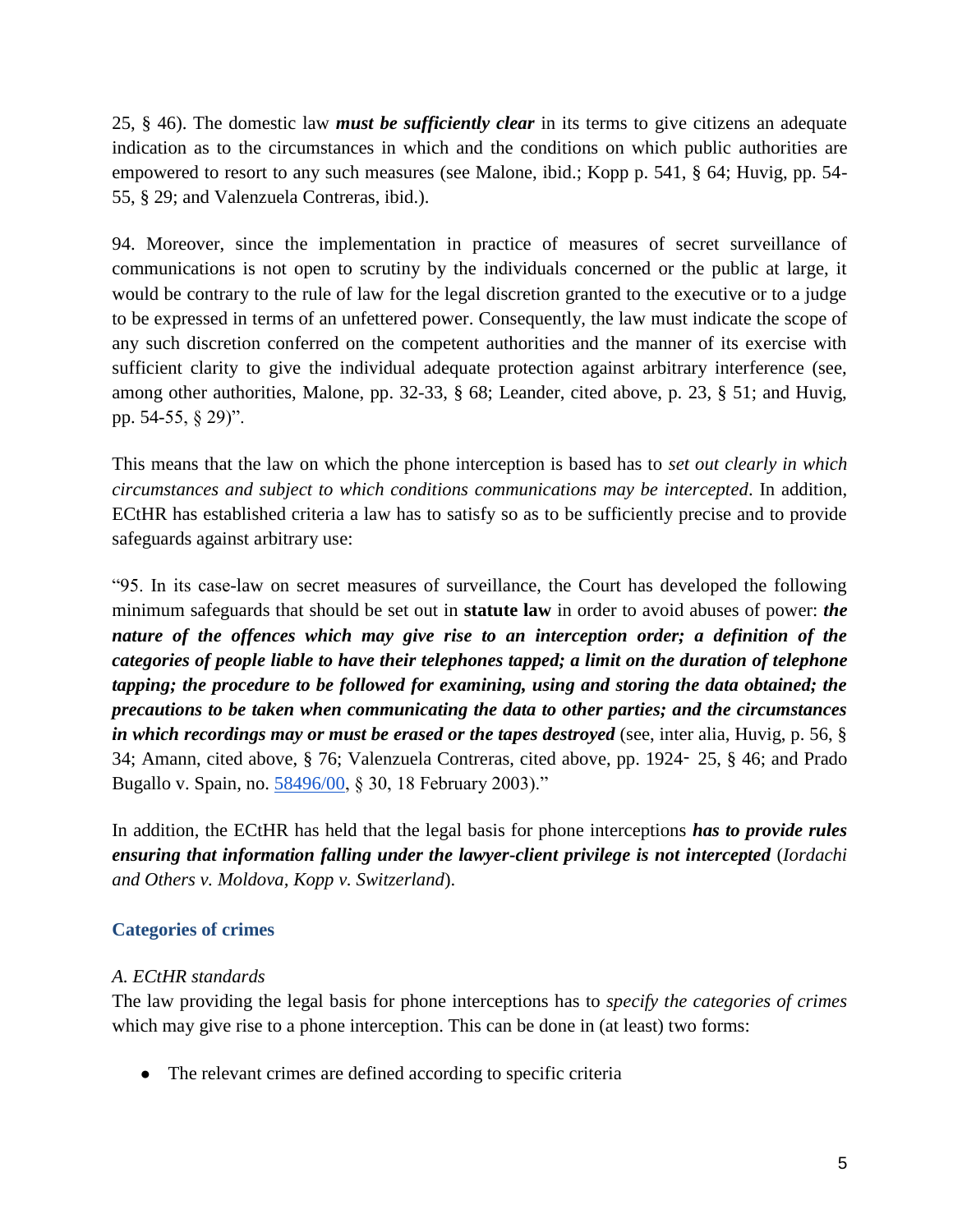25, § 46). The domestic law ***must be sufficiently clear*** in its terms to give citizens an adequate indication as to the circumstances in which and the conditions on which public authorities are empowered to resort to any such measures (see Malone, ibid.; Kopp p. 541, § 64; Huvig, pp. 54-55, § 29; and Valenzuela Contreras, ibid.).

94. Moreover, since the implementation in practice of measures of secret surveillance of communications is not open to scrutiny by the individuals concerned or the public at large, it would be contrary to the rule of law for the legal discretion granted to the executive or to a judge to be expressed in terms of an unfettered power. Consequently, the law must indicate the scope of any such discretion conferred on the competent authorities and the manner of its exercise with sufficient clarity to give the individual adequate protection against arbitrary interference (see, among other authorities, Malone, pp. 32-33, § 68; Leander, cited above, p. 23, § 51; and Huvig, pp. 54-55, § 29)".

This means that the law on which the phone interception is based has to *set out clearly in which circumstances and subject to which conditions communications may be intercepted*. In addition, ECtHR has established criteria a law has to satisfy so as to be sufficiently precise and to provide safeguards against arbitrary use:

"95. In its case-law on secret measures of surveillance, the Court has developed the following minimum safeguards that should be set out in **statute law** in order to avoid abuses of power: ***the nature of the offences which may give rise to an interception order; a definition of the categories of people liable to have their telephones tapped; a limit on the duration of telephone tapping; the procedure to be followed for examining, using and storing the data obtained; the precautions to be taken when communicating the data to other parties; and the circumstances in which recordings may or must be erased or the tapes destroyed*** (see, inter alia, Huvig, p. 56, § 34; Amann, cited above, § 76; Valenzuela Contreras, cited above, pp. 1924‑ 25, § 46; and Prado Bugallo v. Spain, no. 58496/00, § 30, 18 February 2003)."

In addition, the ECtHR has held that the legal basis for phone interceptions ***has to provide rules ensuring that information falling under the lawyer-client privilege is not intercepted*** (*Iordachi and Others v. Moldova, Kopp v. Switzerland*).

## Categories of crimes

*A. ECtHR standards*

The law providing the legal basis for phone interceptions has to *specify the categories of crimes* which may give rise to a phone interception. This can be done in (at least) two forms:

- The relevant crimes are defined according to specific criteria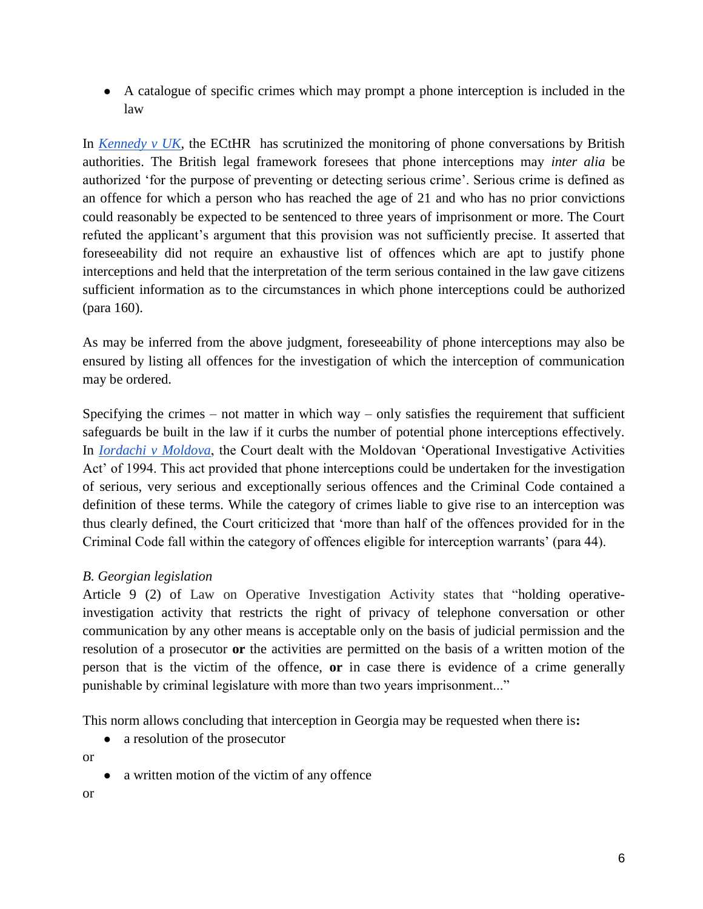- A catalogue of specific crimes which may prompt a phone interception is included in the law

In [*Kennedy v UK*](), the ECtHR has scrutinized the monitoring of phone conversations by British authorities. The British legal framework foresees that phone interceptions may *inter alia* be authorized 'for the purpose of preventing or detecting serious crime'. Serious crime is defined as an offence for which a person who has reached the age of 21 and who has no prior convictions could reasonably be expected to be sentenced to three years of imprisonment or more. The Court refuted the applicant's argument that this provision was not sufficiently precise. It asserted that foreseeability did not require an exhaustive list of offences which are apt to justify phone interceptions and held that the interpretation of the term serious contained in the law gave citizens sufficient information as to the circumstances in which phone interceptions could be authorized (para 160).

As may be inferred from the above judgment, foreseeability of phone interceptions may also be ensured by listing all offences for the investigation of which the interception of communication may be ordered.

Specifying the crimes – not matter in which way – only satisfies the requirement that sufficient safeguards be built in the law if it curbs the number of potential phone interceptions effectively. In [*Iordachi v Moldova*](), the Court dealt with the Moldovan 'Operational Investigative Activities Act' of 1994. This act provided that phone interceptions could be undertaken for the investigation of serious, very serious and exceptionally serious offences and the Criminal Code contained a definition of these terms. While the category of crimes liable to give rise to an interception was thus clearly defined, the Court criticized that 'more than half of the offences provided for in the Criminal Code fall within the category of offences eligible for interception warrants' (para 44).

*B. Georgian legislation*

Article 9 (2) of Law on Operative Investigation Activity states that "holding operative-investigation activity that restricts the right of privacy of telephone conversation or other communication by any other means is acceptable only on the basis of judicial permission and the resolution of a prosecutor **or** the activities are permitted on the basis of a written motion of the person that is the victim of the offence, **or** in case there is evidence of a crime generally punishable by criminal legislature with more than two years imprisonment..."

This norm allows concluding that interception in Georgia may be requested when there is**:**

- a resolution of the prosecutor

or

- a written motion of the victim of any offence

or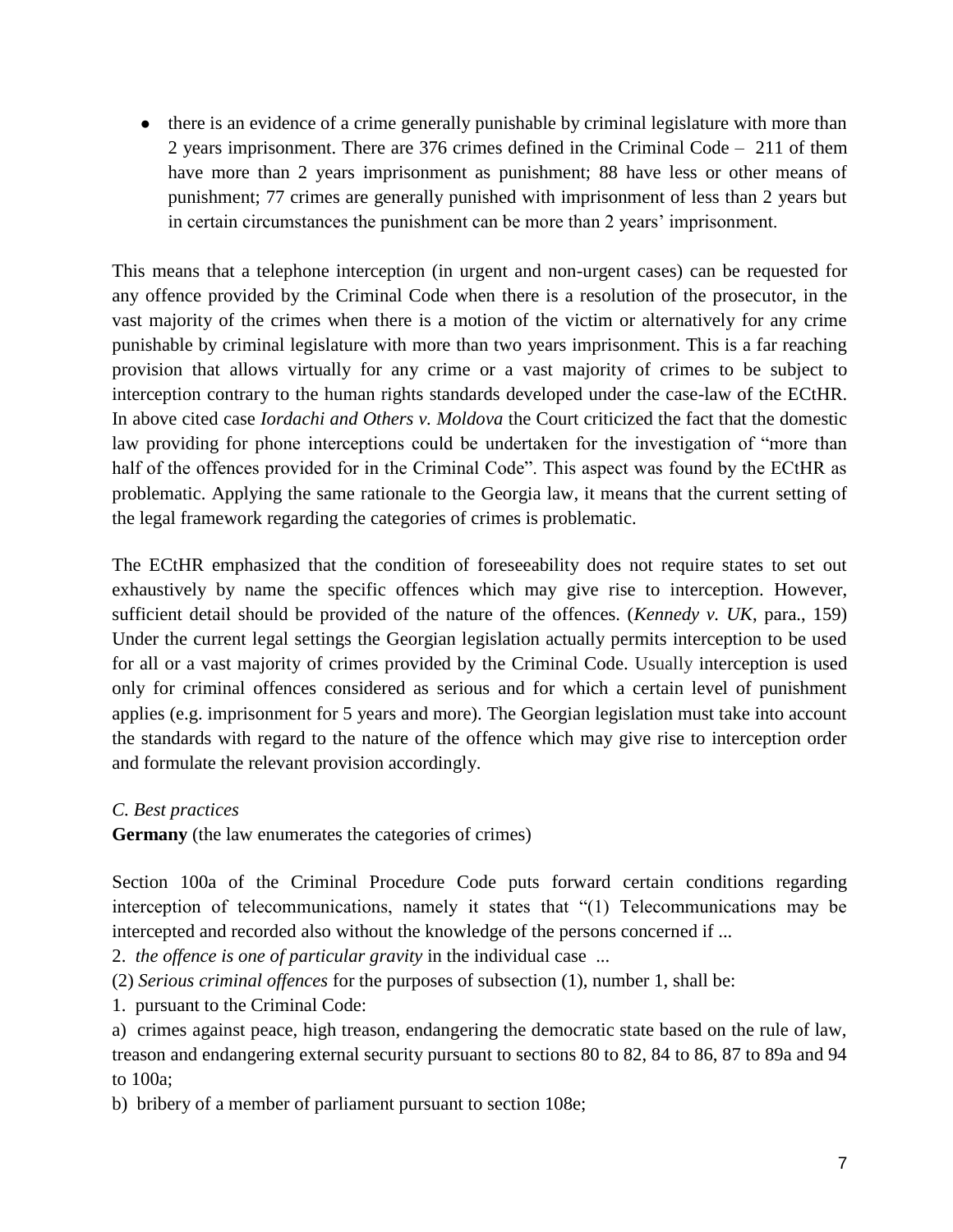- there is an evidence of a crime generally punishable by criminal legislature with more than 2 years imprisonment. There are 376 crimes defined in the Criminal Code – 211 of them have more than 2 years imprisonment as punishment; 88 have less or other means of punishment; 77 crimes are generally punished with imprisonment of less than 2 years but in certain circumstances the punishment can be more than 2 years' imprisonment.

This means that a telephone interception (in urgent and non-urgent cases) can be requested for any offence provided by the Criminal Code when there is a resolution of the prosecutor, in the vast majority of the crimes when there is a motion of the victim or alternatively for any crime punishable by criminal legislature with more than two years imprisonment. This is a far reaching provision that allows virtually for any crime or a vast majority of crimes to be subject to interception contrary to the human rights standards developed under the case-law of the ECtHR. In above cited case *Iordachi and Others v. Moldova* the Court criticized the fact that the domestic law providing for phone interceptions could be undertaken for the investigation of "more than half of the offences provided for in the Criminal Code". This aspect was found by the ECtHR as problematic. Applying the same rationale to the Georgia law, it means that the current setting of the legal framework regarding the categories of crimes is problematic.

The ECtHR emphasized that the condition of foreseeability does not require states to set out exhaustively by name the specific offences which may give rise to interception. However, sufficient detail should be provided of the nature of the offences. (*Kennedy v. UK*, para., 159) Under the current legal settings the Georgian legislation actually permits interception to be used for all or a vast majority of crimes provided by the Criminal Code. Usually interception is used only for criminal offences considered as serious and for which a certain level of punishment applies (e.g. imprisonment for 5 years and more). The Georgian legislation must take into account the standards with regard to the nature of the offence which may give rise to interception order and formulate the relevant provision accordingly.

*C. Best practices*

**Germany** (the law enumerates the categories of crimes)

Section 100a of the Criminal Procedure Code puts forward certain conditions regarding interception of telecommunications, namely it states that "(1) Telecommunications may be intercepted and recorded also without the knowledge of the persons concerned if ...

2. *the offence is one of particular gravity* in the individual case ...

(2) *Serious criminal offences* for the purposes of subsection (1), number 1, shall be:

1. pursuant to the Criminal Code:

a) crimes against peace, high treason, endangering the democratic state based on the rule of law, treason and endangering external security pursuant to sections 80 to 82, 84 to 86, 87 to 89a and 94 to 100a;

b) bribery of a member of parliament pursuant to section 108e;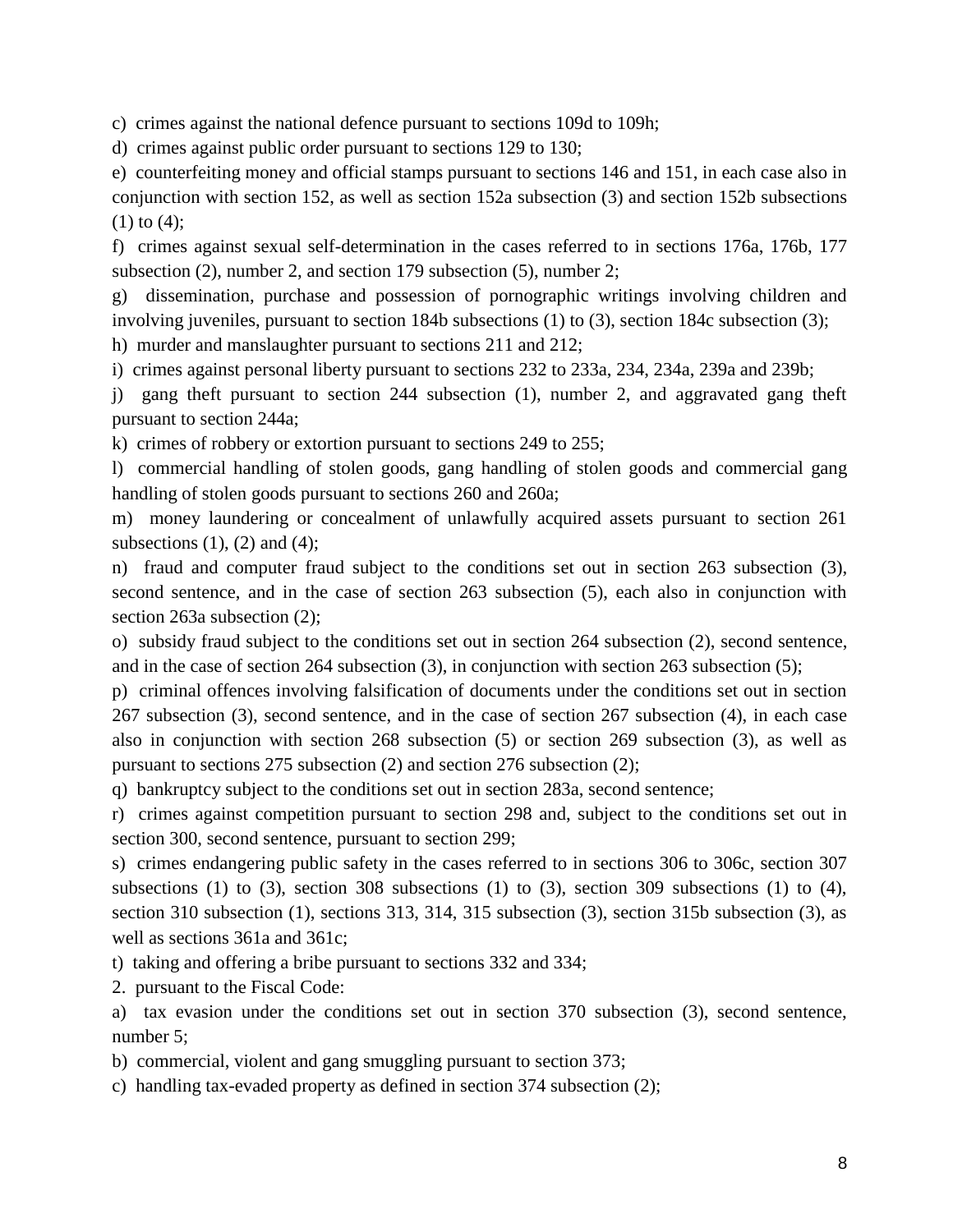c) crimes against the national defence pursuant to sections 109d to 109h;

d) crimes against public order pursuant to sections 129 to 130;

e) counterfeiting money and official stamps pursuant to sections 146 and 151, in each case also in conjunction with section 152, as well as section 152a subsection (3) and section 152b subsections (1) to (4);

f) crimes against sexual self-determination in the cases referred to in sections 176a, 176b, 177 subsection (2), number 2, and section 179 subsection (5), number 2;

g) dissemination, purchase and possession of pornographic writings involving children and involving juveniles, pursuant to section 184b subsections (1) to (3), section 184c subsection (3);

h) murder and manslaughter pursuant to sections 211 and 212;

i) crimes against personal liberty pursuant to sections 232 to 233a, 234, 234a, 239a and 239b;

j) gang theft pursuant to section 244 subsection (1), number 2, and aggravated gang theft pursuant to section 244a;

k) crimes of robbery or extortion pursuant to sections 249 to 255;

l) commercial handling of stolen goods, gang handling of stolen goods and commercial gang handling of stolen goods pursuant to sections 260 and 260a;

m) money laundering or concealment of unlawfully acquired assets pursuant to section 261 subsections (1), (2) and (4);

n) fraud and computer fraud subject to the conditions set out in section 263 subsection (3), second sentence, and in the case of section 263 subsection (5), each also in conjunction with section 263a subsection (2);

o) subsidy fraud subject to the conditions set out in section 264 subsection (2), second sentence, and in the case of section 264 subsection (3), in conjunction with section 263 subsection (5);

p) criminal offences involving falsification of documents under the conditions set out in section 267 subsection (3), second sentence, and in the case of section 267 subsection (4), in each case also in conjunction with section 268 subsection (5) or section 269 subsection (3), as well as pursuant to sections 275 subsection (2) and section 276 subsection (2);

q) bankruptcy subject to the conditions set out in section 283a, second sentence;

r) crimes against competition pursuant to section 298 and, subject to the conditions set out in section 300, second sentence, pursuant to section 299;

s) crimes endangering public safety in the cases referred to in sections 306 to 306c, section 307 subsections (1) to (3), section 308 subsections (1) to (3), section 309 subsections (1) to (4), section 310 subsection (1), sections 313, 314, 315 subsection (3), section 315b subsection (3), as well as sections 361a and 361c;

t) taking and offering a bribe pursuant to sections 332 and 334;

2. pursuant to the Fiscal Code:

a) tax evasion under the conditions set out in section 370 subsection (3), second sentence, number 5;

b) commercial, violent and gang smuggling pursuant to section 373;

c) handling tax-evaded property as defined in section 374 subsection (2);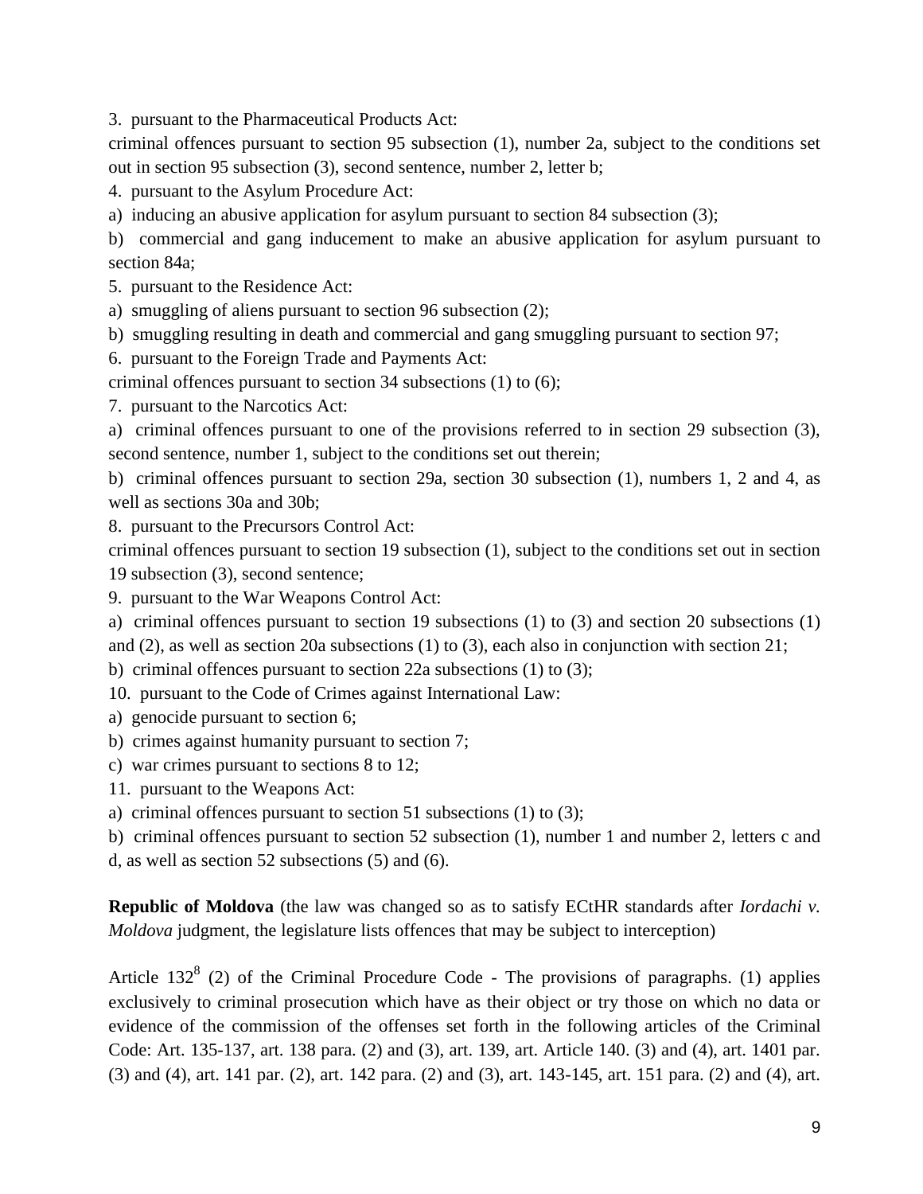3. pursuant to the Pharmaceutical Products Act:

criminal offences pursuant to section 95 subsection (1), number 2a, subject to the conditions set out in section 95 subsection (3), second sentence, number 2, letter b;

4. pursuant to the Asylum Procedure Act:

a) inducing an abusive application for asylum pursuant to section 84 subsection (3);

b) commercial and gang inducement to make an abusive application for asylum pursuant to section 84a;

5. pursuant to the Residence Act:

a) smuggling of aliens pursuant to section 96 subsection (2);

b) smuggling resulting in death and commercial and gang smuggling pursuant to section 97;

6. pursuant to the Foreign Trade and Payments Act:

criminal offences pursuant to section 34 subsections (1) to (6);

7. pursuant to the Narcotics Act:

a) criminal offences pursuant to one of the provisions referred to in section 29 subsection (3), second sentence, number 1, subject to the conditions set out therein;

b) criminal offences pursuant to section 29a, section 30 subsection (1), numbers 1, 2 and 4, as well as sections 30a and 30b;

8. pursuant to the Precursors Control Act:

criminal offences pursuant to section 19 subsection (1), subject to the conditions set out in section 19 subsection (3), second sentence;

9. pursuant to the War Weapons Control Act:

a) criminal offences pursuant to section 19 subsections (1) to (3) and section 20 subsections (1) and (2), as well as section 20a subsections (1) to (3), each also in conjunction with section 21;

b) criminal offences pursuant to section 22a subsections (1) to (3);

10. pursuant to the Code of Crimes against International Law:

a) genocide pursuant to section 6;

b) crimes against humanity pursuant to section 7;

c) war crimes pursuant to sections 8 to 12;

11. pursuant to the Weapons Act:

a) criminal offences pursuant to section 51 subsections (1) to (3);

b) criminal offences pursuant to section 52 subsection (1), number 1 and number 2, letters c and d, as well as section 52 subsections (5) and (6).

**Republic of Moldova** (the law was changed so as to satisfy ECtHR standards after *Iordachi v. Moldova* judgment, the legislature lists offences that may be subject to interception)

Article 132[8] (2) of the Criminal Procedure Code - The provisions of paragraphs. (1) applies exclusively to criminal prosecution which have as their object or try those on which no data or evidence of the commission of the offenses set forth in the following articles of the Criminal Code: Art. 135-137, art. 138 para. (2) and (3), art. 139, art. Article 140. (3) and (4), art. 1401 par. (3) and (4), art. 141 par. (2), art. 142 para. (2) and (3), art. 143-145, art. 151 para. (2) and (4), art.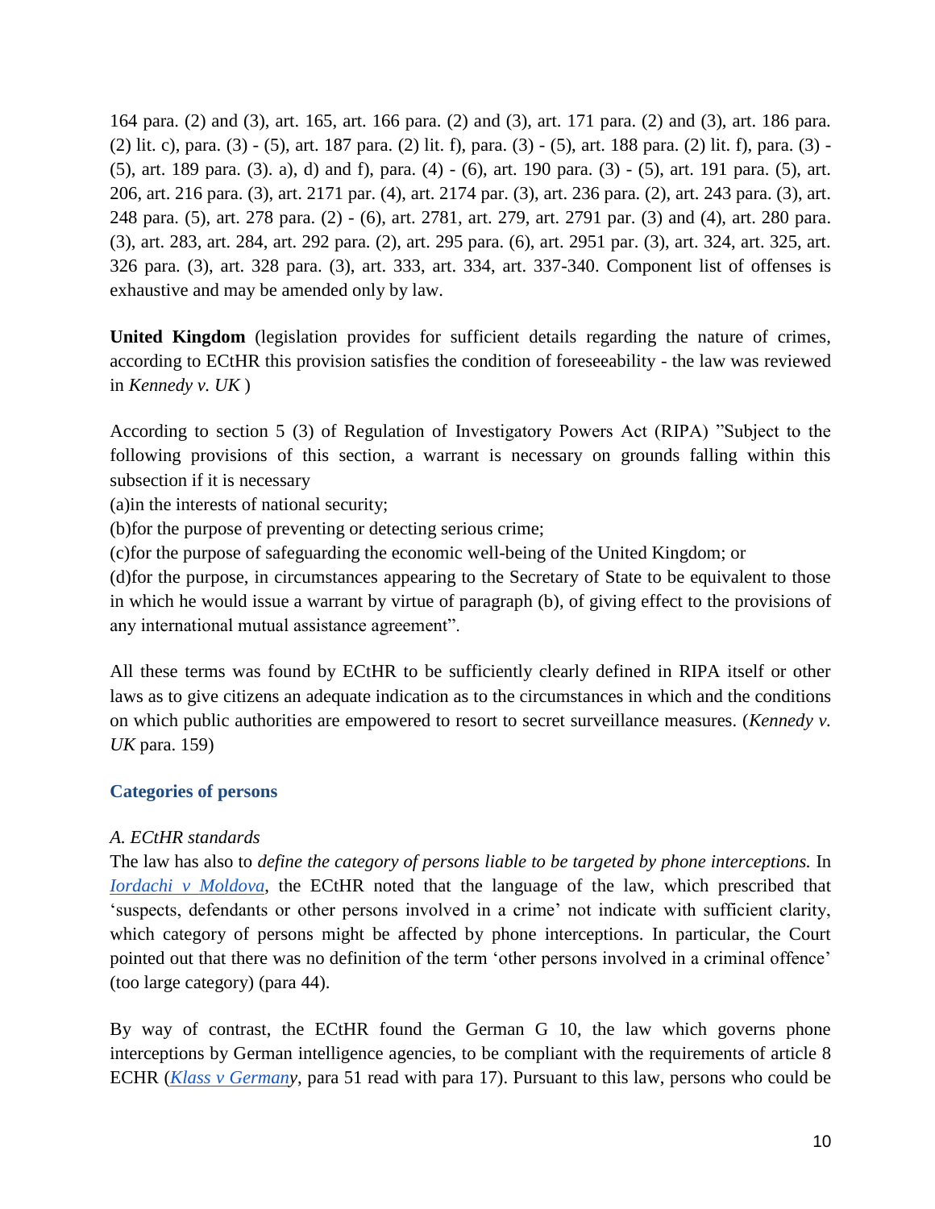164 para. (2) and (3), art. 165, art. 166 para. (2) and (3), art. 171 para. (2) and (3), art. 186 para. (2) lit. c), para. (3) - (5), art. 187 para. (2) lit. f), para. (3) - (5), art. 188 para. (2) lit. f), para. (3) - (5), art. 189 para. (3). a), d) and f), para. (4) - (6), art. 190 para. (3) - (5), art. 191 para. (5), art. 206, art. 216 para. (3), art. 2171 par. (4), art. 2174 par. (3), art. 236 para. (2), art. 243 para. (3), art. 248 para. (5), art. 278 para. (2) - (6), art. 2781, art. 279, art. 2791 par. (3) and (4), art. 280 para. (3), art. 283, art. 284, art. 292 para. (2), art. 295 para. (6), art. 2951 par. (3), art. 324, art. 325, art. 326 para. (3), art. 328 para. (3), art. 333, art. 334, art. 337-340. Component list of offenses is exhaustive and may be amended only by law.

**United Kingdom** (legislation provides for sufficient details regarding the nature of crimes, according to ECtHR this provision satisfies the condition of foreseeability - the law was reviewed in *Kennedy v. UK* )

According to section 5 (3) of Regulation of Investigatory Powers Act (RIPA) "Subject to the following provisions of this section, a warrant is necessary on grounds falling within this subsection if it is necessary

(a)in the interests of national security;

(b)for the purpose of preventing or detecting serious crime;

(c)for the purpose of safeguarding the economic well-being of the United Kingdom; or

(d)for the purpose, in circumstances appearing to the Secretary of State to be equivalent to those in which he would issue a warrant by virtue of paragraph (b), of giving effect to the provisions of any international mutual assistance agreement".

All these terms was found by ECtHR to be sufficiently clearly defined in RIPA itself or other laws as to give citizens an adequate indication as to the circumstances in which and the conditions on which public authorities are empowered to resort to secret surveillance measures. (*Kennedy v. UK* para. 159)

### Categories of persons

*A. ECtHR standards*

The law has also to *define the category of persons liable to be targeted by phone interceptions.* In *Iordachi v Moldova*, the ECtHR noted that the language of the law, which prescribed that 'suspects, defendants or other persons involved in a crime' not indicate with sufficient clarity, which category of persons might be affected by phone interceptions. In particular, the Court pointed out that there was no definition of the term 'other persons involved in a criminal offence' (too large category) (para 44).

By way of contrast, the ECtHR found the German G 10, the law which governs phone interceptions by German intelligence agencies, to be compliant with the requirements of article 8 ECHR (*Klass v Germany*, para 51 read with para 17). Pursuant to this law, persons who could be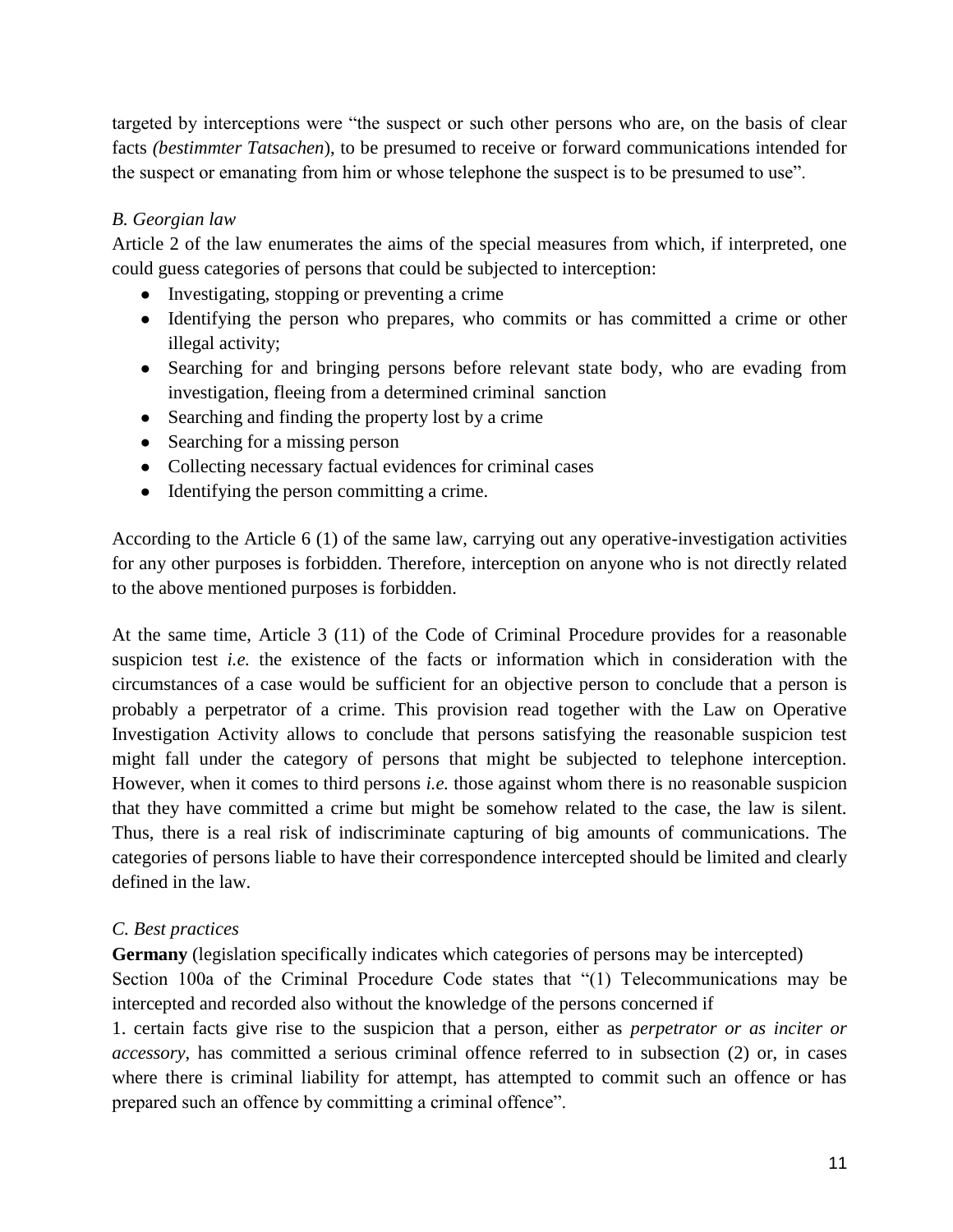targeted by interceptions were "the suspect or such other persons who are, on the basis of clear facts *(bestimmter Tatsachen*), to be presumed to receive or forward communications intended for the suspect or emanating from him or whose telephone the suspect is to be presumed to use".

*B. Georgian law*

Article 2 of the law enumerates the aims of the special measures from which, if interpreted, one could guess categories of persons that could be subjected to interception:

- Investigating, stopping or preventing a crime
- Identifying the person who prepares, who commits or has committed a crime or other illegal activity;
- Searching for and bringing persons before relevant state body, who are evading from investigation, fleeing from a determined criminal sanction
- Searching and finding the property lost by a crime
- Searching for a missing person
- Collecting necessary factual evidences for criminal cases
- Identifying the person committing a crime.

According to the Article 6 (1) of the same law, carrying out any operative-investigation activities for any other purposes is forbidden. Therefore, interception on anyone who is not directly related to the above mentioned purposes is forbidden.

At the same time, Article 3 (11) of the Code of Criminal Procedure provides for a reasonable suspicion test *i.e.* the existence of the facts or information which in consideration with the circumstances of a case would be sufficient for an objective person to conclude that a person is probably a perpetrator of a crime. This provision read together with the Law on Operative Investigation Activity allows to conclude that persons satisfying the reasonable suspicion test might fall under the category of persons that might be subjected to telephone interception. However, when it comes to third persons *i.e.* those against whom there is no reasonable suspicion that they have committed a crime but might be somehow related to the case, the law is silent. Thus, there is a real risk of indiscriminate capturing of big amounts of communications. The categories of persons liable to have their correspondence intercepted should be limited and clearly defined in the law.

*C. Best practices*

**Germany** (legislation specifically indicates which categories of persons may be intercepted)

Section 100a of the Criminal Procedure Code states that "(1) Telecommunications may be intercepted and recorded also without the knowledge of the persons concerned if

1. certain facts give rise to the suspicion that a person, either as *perpetrator or as inciter or accessory*, has committed a serious criminal offence referred to in subsection (2) or, in cases where there is criminal liability for attempt, has attempted to commit such an offence or has prepared such an offence by committing a criminal offence".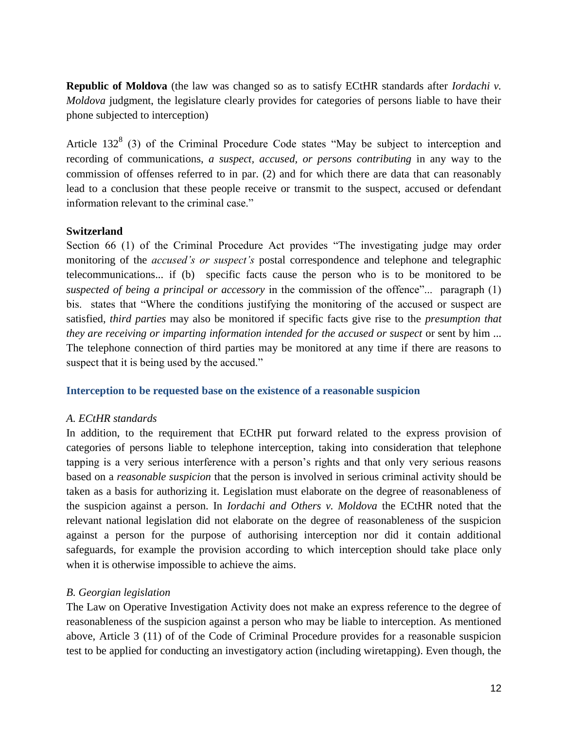**Republic of Moldova** (the law was changed so as to satisfy ECtHR standards after *Iordachi v. Moldova* judgment, the legislature clearly provides for categories of persons liable to have their phone subjected to interception)

Article 132[8] (3) of the Criminal Procedure Code states "May be subject to interception and recording of communications, *a suspect, accused, or persons contributing* in any way to the commission of offenses referred to in par. (2) and for which there are data that can reasonably lead to a conclusion that these people receive or transmit to the suspect, accused or defendant information relevant to the criminal case."

**Switzerland**

Section 66 (1) of the Criminal Procedure Act provides "The investigating judge may order monitoring of the *accused's or suspect's* postal correspondence and telephone and telegraphic telecommunications... if (b) specific facts cause the person who is to be monitored to be *suspected of being a principal or accessory* in the commission of the offence"... paragraph (1) bis. states that "Where the conditions justifying the monitoring of the accused or suspect are satisfied, *third parties* may also be monitored if specific facts give rise to the *presumption that they are receiving or imparting information intended for the accused or suspect* or sent by him ... The telephone connection of third parties may be monitored at any time if there are reasons to suspect that it is being used by the accused."

### Interception to be requested base on the existence of a reasonable suspicion

*A. ECtHR standards*

In addition, to the requirement that ECtHR put forward related to the express provision of categories of persons liable to telephone interception, taking into consideration that telephone tapping is a very serious interference with a person's rights and that only very serious reasons based on a *reasonable suspicion* that the person is involved in serious criminal activity should be taken as a basis for authorizing it. Legislation must elaborate on the degree of reasonableness of the suspicion against a person. In *Iordachi and Others v. Moldova* the ECtHR noted that the relevant national legislation did not elaborate on the degree of reasonableness of the suspicion against a person for the purpose of authorising interception nor did it contain additional safeguards, for example the provision according to which interception should take place only when it is otherwise impossible to achieve the aims.

*B. Georgian legislation*

The Law on Operative Investigation Activity does not make an express reference to the degree of reasonableness of the suspicion against a person who may be liable to interception. As mentioned above, Article 3 (11) of of the Code of Criminal Procedure provides for a reasonable suspicion test to be applied for conducting an investigatory action (including wiretapping). Even though, the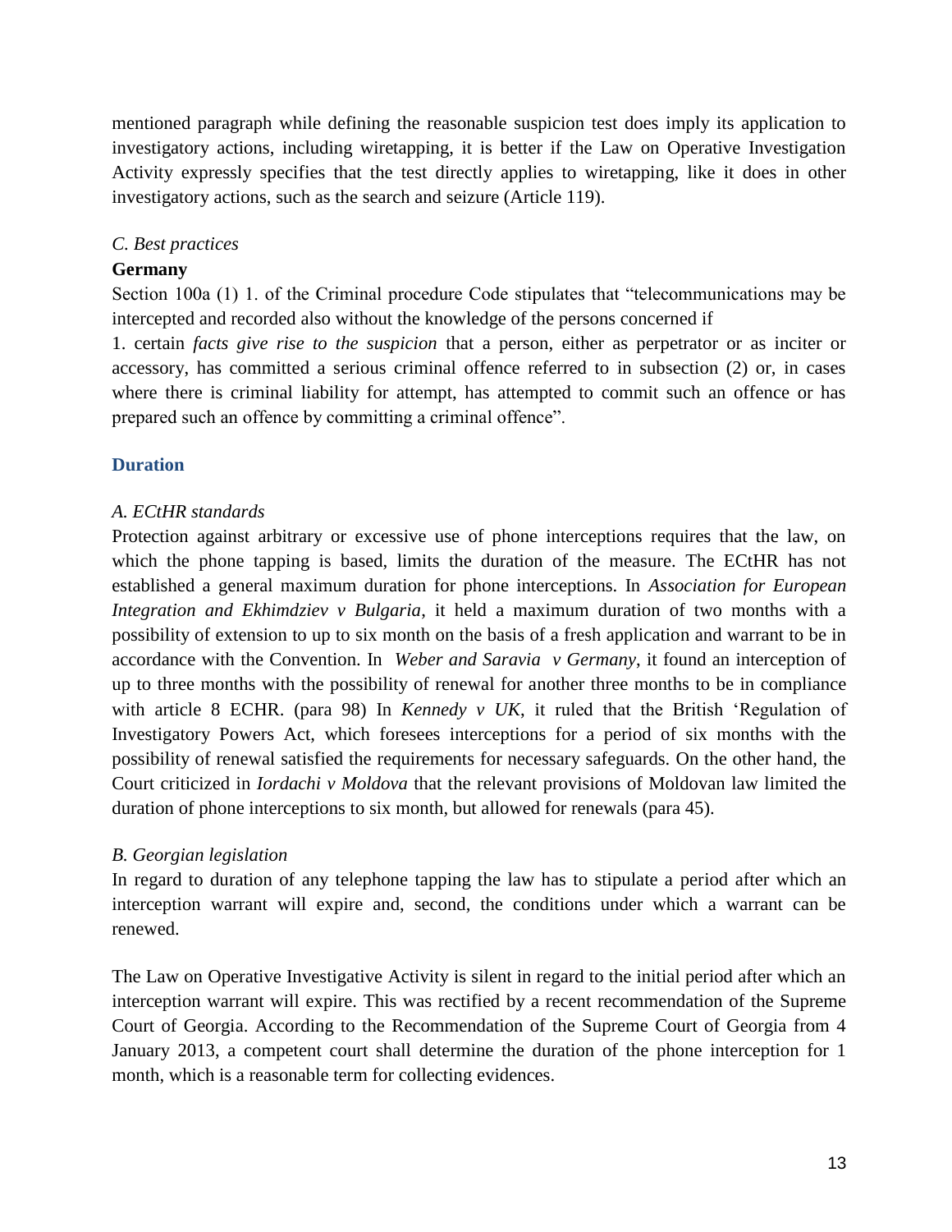mentioned paragraph while defining the reasonable suspicion test does imply its application to investigatory actions, including wiretapping, it is better if the Law on Operative Investigation Activity expressly specifies that the test directly applies to wiretapping, like it does in other investigatory actions, such as the search and seizure (Article 119).

*C. Best practices*

**Germany**

Section 100a (1) 1. of the Criminal procedure Code stipulates that "telecommunications may be intercepted and recorded also without the knowledge of the persons concerned if

1. certain *facts give rise to the suspicion* that a person, either as perpetrator or as inciter or accessory, has committed a serious criminal offence referred to in subsection (2) or, in cases where there is criminal liability for attempt, has attempted to commit such an offence or has prepared such an offence by committing a criminal offence".

## Duration

*A. ECtHR standards*

Protection against arbitrary or excessive use of phone interceptions requires that the law, on which the phone tapping is based, limits the duration of the measure. The ECtHR has not established a general maximum duration for phone interceptions. In *Association for European Integration and Ekhimdziev v Bulgaria*, it held a maximum duration of two months with a possibility of extension to up to six month on the basis of a fresh application and warrant to be in accordance with the Convention. In *Weber and Saravia v Germany*, it found an interception of up to three months with the possibility of renewal for another three months to be in compliance with article 8 ECHR. (para 98) In *Kennedy v UK*, it ruled that the British 'Regulation of Investigatory Powers Act, which foresees interceptions for a period of six months with the possibility of renewal satisfied the requirements for necessary safeguards. On the other hand, the Court criticized in *Iordachi v Moldova* that the relevant provisions of Moldovan law limited the duration of phone interceptions to six month, but allowed for renewals (para 45).

*B. Georgian legislation*

In regard to duration of any telephone tapping the law has to stipulate a period after which an interception warrant will expire and, second, the conditions under which a warrant can be renewed.

The Law on Operative Investigative Activity is silent in regard to the initial period after which an interception warrant will expire. This was rectified by a recent recommendation of the Supreme Court of Georgia. According to the Recommendation of the Supreme Court of Georgia from 4 January 2013, a competent court shall determine the duration of the phone interception for 1 month, which is a reasonable term for collecting evidences.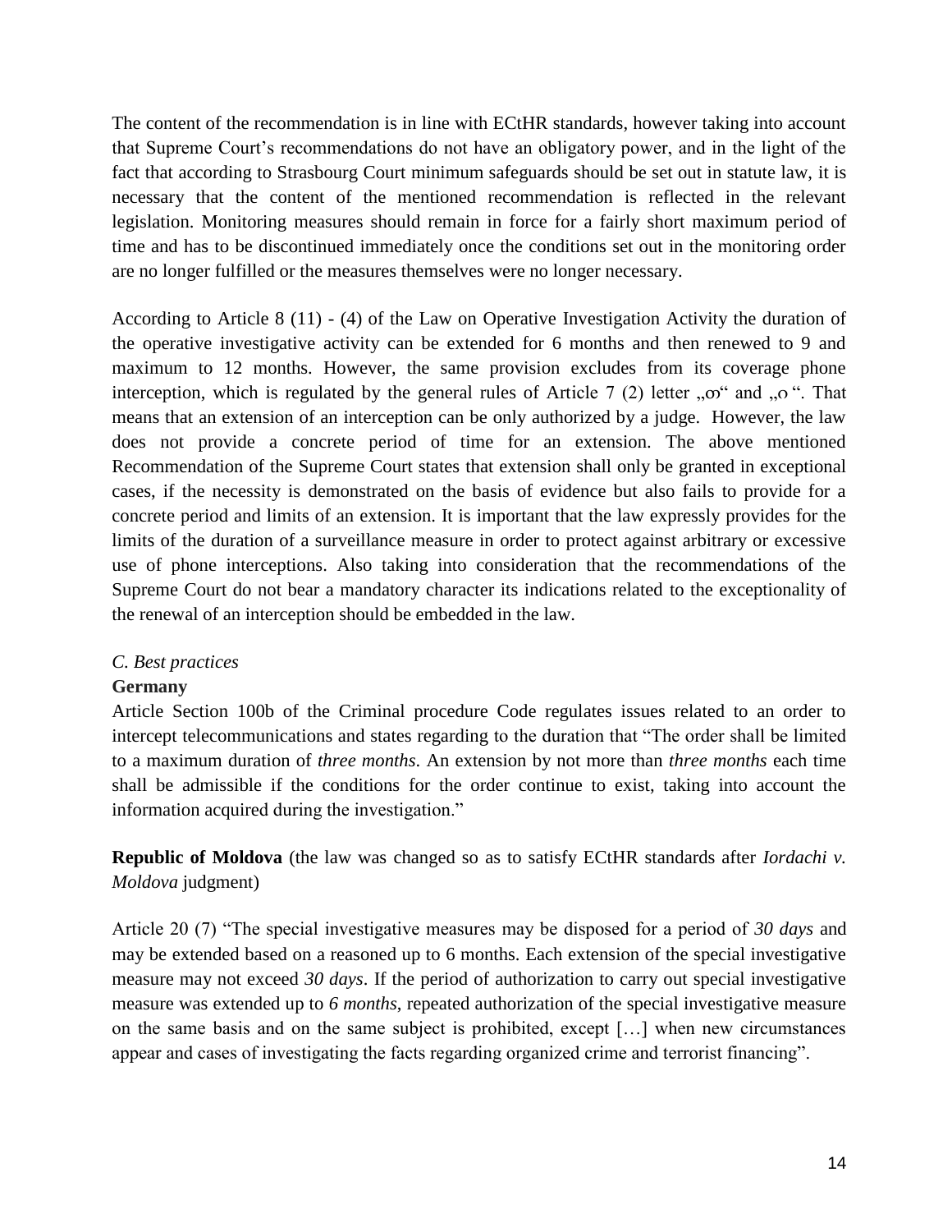The content of the recommendation is in line with ECtHR standards, however taking into account that Supreme Court's recommendations do not have an obligatory power, and in the light of the fact that according to Strasbourg Court minimum safeguards should be set out in statute law, it is necessary that the content of the mentioned recommendation is reflected in the relevant legislation. Monitoring measures should remain in force for a fairly short maximum period of time and has to be discontinued immediately once the conditions set out in the monitoring order are no longer fulfilled or the measures themselves were no longer necessary.

According to Article 8 (11) - (4) of the Law on Operative Investigation Activity the duration of the operative investigative activity can be extended for 6 months and then renewed to 9 and maximum to 12 months. However, the same provision excludes from its coverage phone interception, which is regulated by the general rules of Article 7 (2) letter „ფ" and „ღ". That means that an extension of an interception can be only authorized by a judge. However, the law does not provide a concrete period of time for an extension. The above mentioned Recommendation of the Supreme Court states that extension shall only be granted in exceptional cases, if the necessity is demonstrated on the basis of evidence but also fails to provide for a concrete period and limits of an extension. It is important that the law expressly provides for the limits of the duration of a surveillance measure in order to protect against arbitrary or excessive use of phone interceptions. Also taking into consideration that the recommendations of the Supreme Court do not bear a mandatory character its indications related to the exceptionality of the renewal of an interception should be embedded in the law.

*C. Best practices*

**Germany**

Article Section 100b of the Criminal procedure Code regulates issues related to an order to intercept telecommunications and states regarding to the duration that "The order shall be limited to a maximum duration of *three months*. An extension by not more than *three months* each time shall be admissible if the conditions for the order continue to exist, taking into account the information acquired during the investigation."

**Republic of Moldova** (the law was changed so as to satisfy ECtHR standards after *Iordachi v. Moldova* judgment)

Article 20 (7) "The special investigative measures may be disposed for a period of *30 days* and may be extended based on a reasoned up to 6 months. Each extension of the special investigative measure may not exceed *30 days*. If the period of authorization to carry out special investigative measure was extended up to *6 months*, repeated authorization of the special investigative measure on the same basis and on the same subject is prohibited, except […] when new circumstances appear and cases of investigating the facts regarding organized crime and terrorist financing".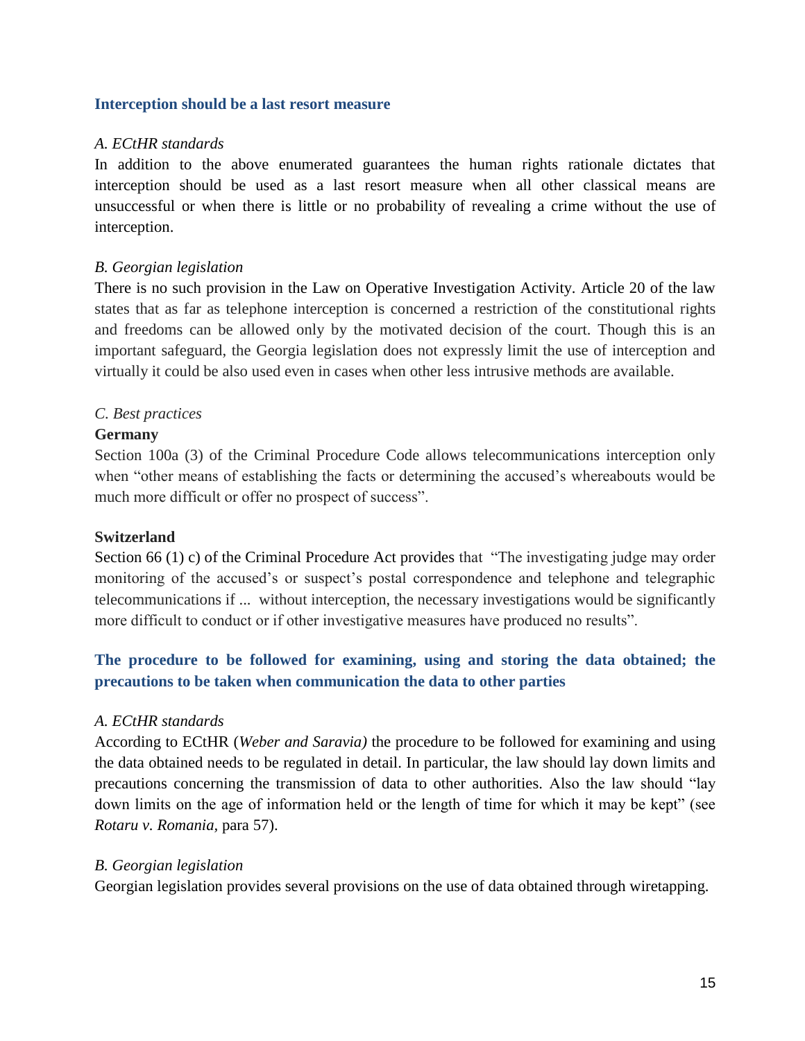## Interception should be a last resort measure

*A. ECtHR standards*

In addition to the above enumerated guarantees the human rights rationale dictates that interception should be used as a last resort measure when all other classical means are unsuccessful or when there is little or no probability of revealing a crime without the use of interception.

*B. Georgian legislation*

There is no such provision in the Law on Operative Investigation Activity. Article 20 of the law states that as far as telephone interception is concerned a restriction of the constitutional rights and freedoms can be allowed only by the motivated decision of the court. Though this is an important safeguard, the Georgia legislation does not expressly limit the use of interception and virtually it could be also used even in cases when other less intrusive methods are available.

*C. Best practices*

**Germany**

Section 100a (3) of the Criminal Procedure Code allows telecommunications interception only when "other means of establishing the facts or determining the accused's whereabouts would be much more difficult or offer no prospect of success".

**Switzerland**

Section 66 (1) c) of the Criminal Procedure Act provides that "The investigating judge may order monitoring of the accused's or suspect's postal correspondence and telephone and telegraphic telecommunications if ... without interception, the necessary investigations would be significantly more difficult to conduct or if other investigative measures have produced no results".

## The procedure to be followed for examining, using and storing the data obtained; the precautions to be taken when communication the data to other parties

*A. ECtHR standards*

According to ECtHR (*Weber and Saravia)* the procedure to be followed for examining and using the data obtained needs to be regulated in detail. In particular, the law should lay down limits and precautions concerning the transmission of data to other authorities. Also the law should "lay down limits on the age of information held or the length of time for which it may be kept" (see *Rotaru v. Romania*, para 57).

*B. Georgian legislation*

Georgian legislation provides several provisions on the use of data obtained through wiretapping.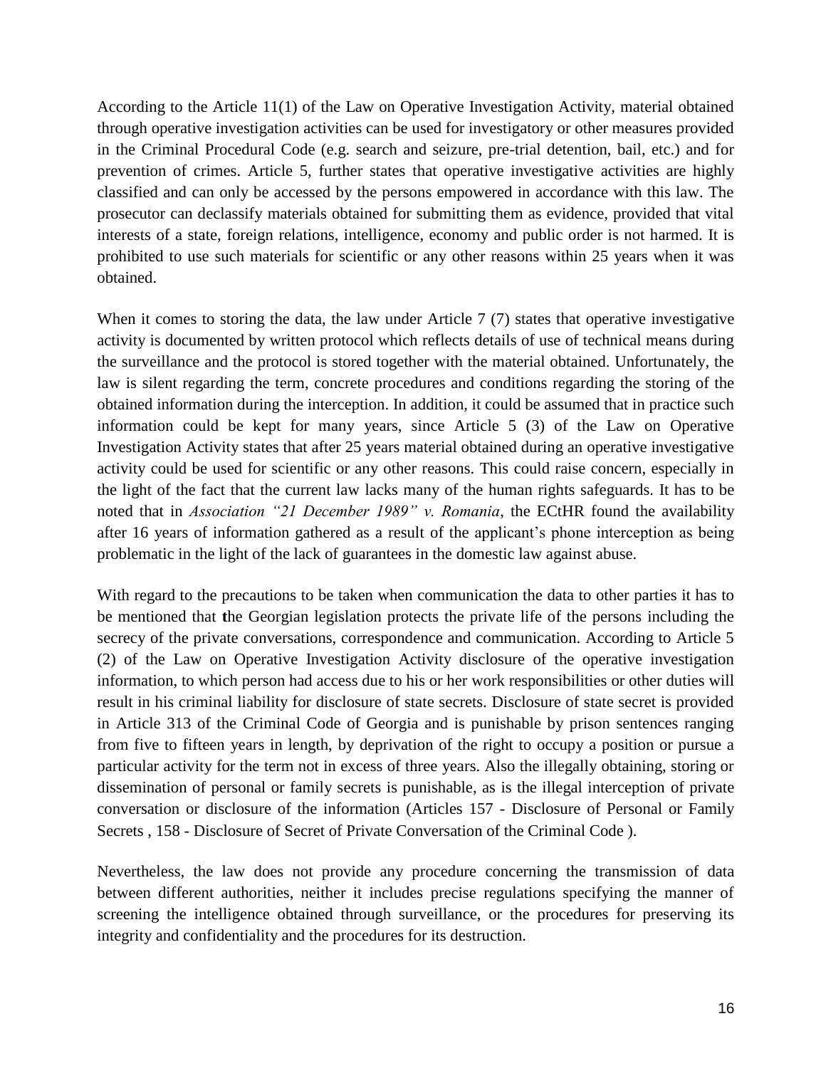According to the Article 11(1) of the Law on Operative Investigation Activity, material obtained through operative investigation activities can be used for investigatory or other measures provided in the Criminal Procedural Code (e.g. search and seizure, pre-trial detention, bail, etc.) and for prevention of crimes. Article 5, further states that operative investigative activities are highly classified and can only be accessed by the persons empowered in accordance with this law. The prosecutor can declassify materials obtained for submitting them as evidence, provided that vital interests of a state, foreign relations, intelligence, economy and public order is not harmed. It is prohibited to use such materials for scientific or any other reasons within 25 years when it was obtained.

When it comes to storing the data, the law under Article 7 (7) states that operative investigative activity is documented by written protocol which reflects details of use of technical means during the surveillance and the protocol is stored together with the material obtained. Unfortunately, the law is silent regarding the term, concrete procedures and conditions regarding the storing of the obtained information during the interception. In addition, it could be assumed that in practice such information could be kept for many years, since Article 5 (3) of the Law on Operative Investigation Activity states that after 25 years material obtained during an operative investigative activity could be used for scientific or any other reasons. This could raise concern, especially in the light of the fact that the current law lacks many of the human rights safeguards. It has to be noted that in *Association "21 December 1989" v. Romania*, the ECtHR found the availability after 16 years of information gathered as a result of the applicant's phone interception as being problematic in the light of the lack of guarantees in the domestic law against abuse.

With regard to the precautions to be taken when communication the data to other parties it has to be mentioned that the Georgian legislation protects the private life of the persons including the secrecy of the private conversations, correspondence and communication. According to Article 5 (2) of the Law on Operative Investigation Activity disclosure of the operative investigation information, to which person had access due to his or her work responsibilities or other duties will result in his criminal liability for disclosure of state secrets. Disclosure of state secret is provided in Article 313 of the Criminal Code of Georgia and is punishable by prison sentences ranging from five to fifteen years in length, by deprivation of the right to occupy a position or pursue a particular activity for the term not in excess of three years. Also the illegally obtaining, storing or dissemination of personal or family secrets is punishable, as is the illegal interception of private conversation or disclosure of the information (Articles 157 - Disclosure of Personal or Family Secrets , 158 - Disclosure of Secret of Private Conversation of the Criminal Code ).

Nevertheless, the law does not provide any procedure concerning the transmission of data between different authorities, neither it includes precise regulations specifying the manner of screening the intelligence obtained through surveillance, or the procedures for preserving its integrity and confidentiality and the procedures for its destruction.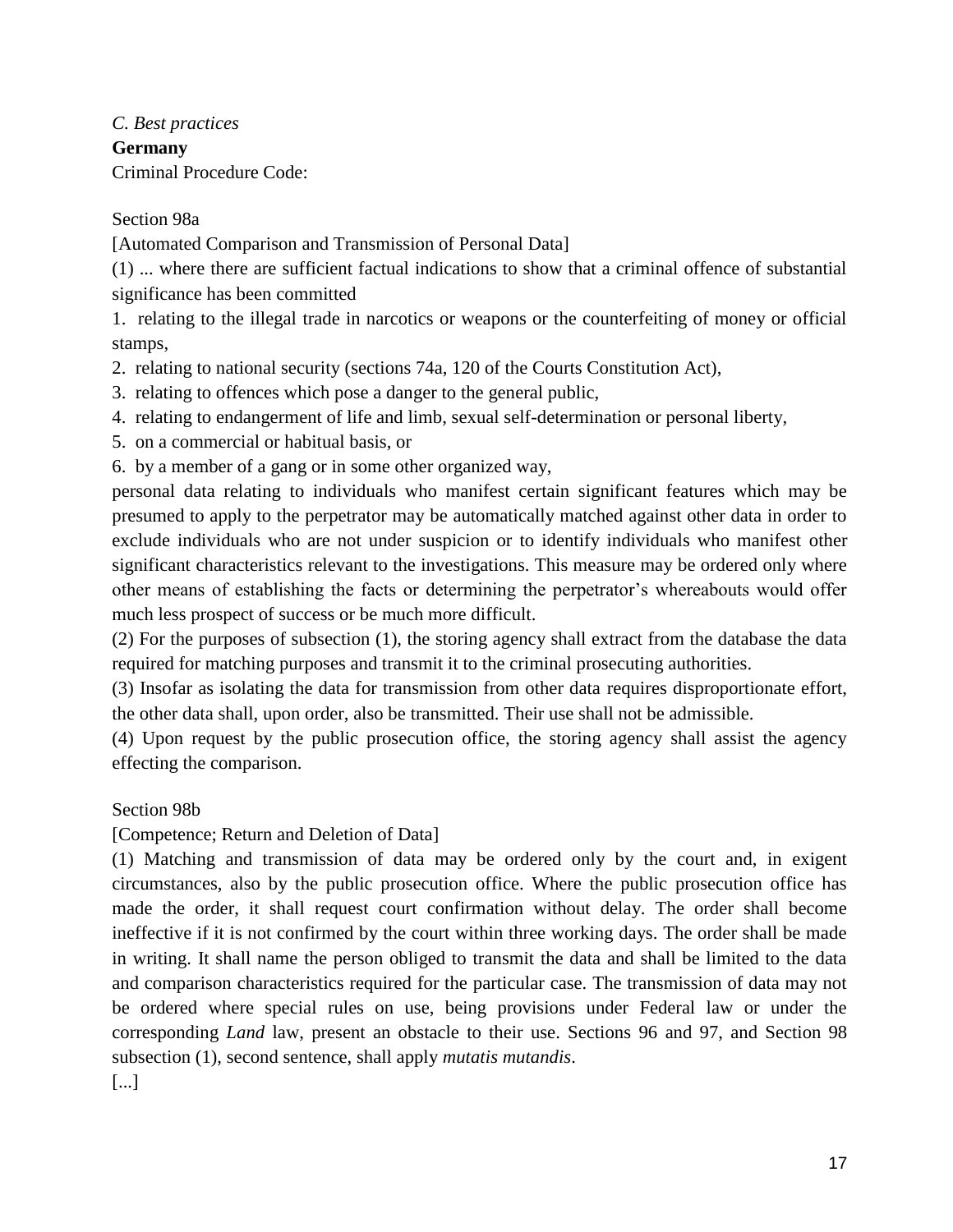*C. Best practices*

**Germany**

Criminal Procedure Code:

Section 98a

[Automated Comparison and Transmission of Personal Data]

(1) ... where there are sufficient factual indications to show that a criminal offence of substantial significance has been committed

1. relating to the illegal trade in narcotics or weapons or the counterfeiting of money or official stamps,
2. relating to national security (sections 74a, 120 of the Courts Constitution Act),
3. relating to offences which pose a danger to the general public,
4. relating to endangerment of life and limb, sexual self-determination or personal liberty,
5. on a commercial or habitual basis, or
6. by a member of a gang or in some other organized way,

personal data relating to individuals who manifest certain significant features which may be presumed to apply to the perpetrator may be automatically matched against other data in order to exclude individuals who are not under suspicion or to identify individuals who manifest other significant characteristics relevant to the investigations. This measure may be ordered only where other means of establishing the facts or determining the perpetrator's whereabouts would offer much less prospect of success or be much more difficult.

(2) For the purposes of subsection (1), the storing agency shall extract from the database the data required for matching purposes and transmit it to the criminal prosecuting authorities.

(3) Insofar as isolating the data for transmission from other data requires disproportionate effort, the other data shall, upon order, also be transmitted. Their use shall not be admissible.

(4) Upon request by the public prosecution office, the storing agency shall assist the agency effecting the comparison.

Section 98b

[Competence; Return and Deletion of Data]

(1) Matching and transmission of data may be ordered only by the court and, in exigent circumstances, also by the public prosecution office. Where the public prosecution office has made the order, it shall request court confirmation without delay. The order shall become ineffective if it is not confirmed by the court within three working days. The order shall be made in writing. It shall name the person obliged to transmit the data and shall be limited to the data and comparison characteristics required for the particular case. The transmission of data may not be ordered where special rules on use, being provisions under Federal law or under the corresponding *Land* law, present an obstacle to their use. Sections 96 and 97, and Section 98 subsection (1), second sentence, shall apply *mutatis mutandis*.

[...]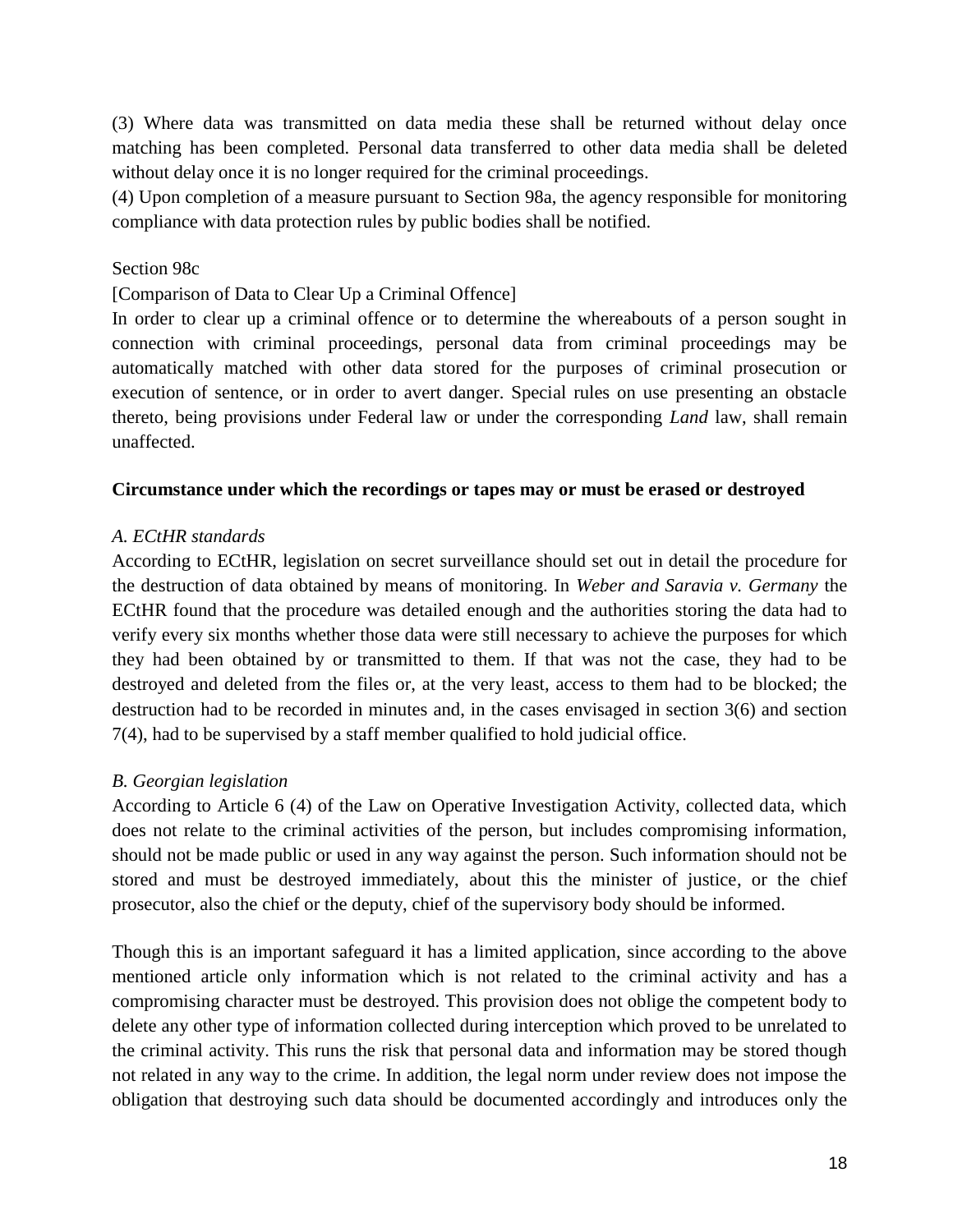(3) Where data was transmitted on data media these shall be returned without delay once matching has been completed. Personal data transferred to other data media shall be deleted without delay once it is no longer required for the criminal proceedings.

(4) Upon completion of a measure pursuant to Section 98a, the agency responsible for monitoring compliance with data protection rules by public bodies shall be notified.

Section 98c

[Comparison of Data to Clear Up a Criminal Offence]

In order to clear up a criminal offence or to determine the whereabouts of a person sought in connection with criminal proceedings, personal data from criminal proceedings may be automatically matched with other data stored for the purposes of criminal prosecution or execution of sentence, or in order to avert danger. Special rules on use presenting an obstacle thereto, being provisions under Federal law or under the corresponding *Land* law, shall remain unaffected.

**Circumstance under which the recordings or tapes may or must be erased or destroyed**

*A. ECtHR standards*

According to ECtHR, legislation on secret surveillance should set out in detail the procedure for the destruction of data obtained by means of monitoring. In *Weber and Saravia v. Germany* the ECtHR found that the procedure was detailed enough and the authorities storing the data had to verify every six months whether those data were still necessary to achieve the purposes for which they had been obtained by or transmitted to them. If that was not the case, they had to be destroyed and deleted from the files or, at the very least, access to them had to be blocked; the destruction had to be recorded in minutes and, in the cases envisaged in section 3(6) and section 7(4), had to be supervised by a staff member qualified to hold judicial office.

*B. Georgian legislation*

According to Article 6 (4) of the Law on Operative Investigation Activity, collected data, which does not relate to the criminal activities of the person, but includes compromising information, should not be made public or used in any way against the person. Such information should not be stored and must be destroyed immediately, about this the minister of justice, or the chief prosecutor, also the chief or the deputy, chief of the supervisory body should be informed.

Though this is an important safeguard it has a limited application, since according to the above mentioned article only information which is not related to the criminal activity and has a compromising character must be destroyed. This provision does not oblige the competent body to delete any other type of information collected during interception which proved to be unrelated to the criminal activity. This runs the risk that personal data and information may be stored though not related in any way to the crime. In addition, the legal norm under review does not impose the obligation that destroying such data should be documented accordingly and introduces only the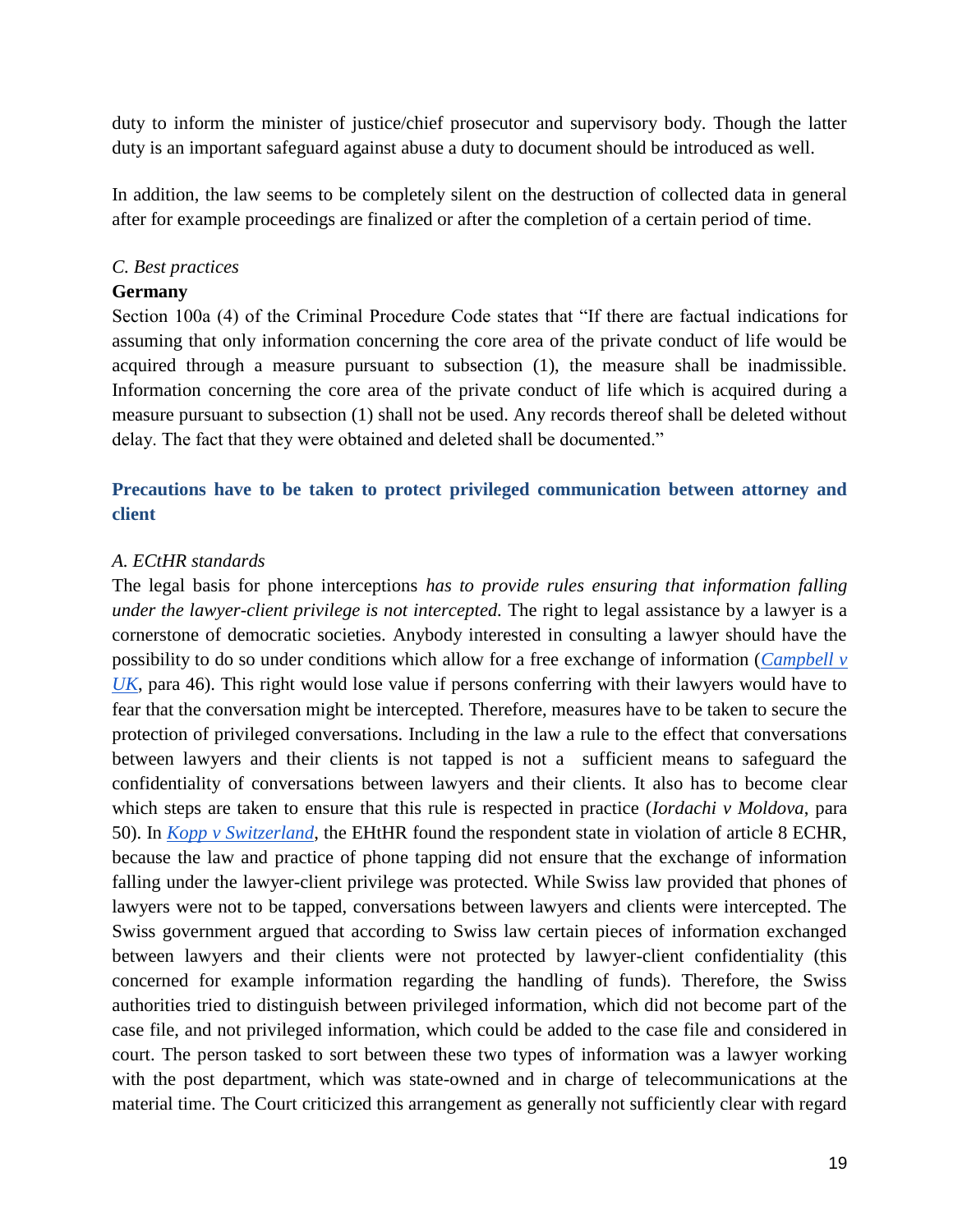duty to inform the minister of justice/chief prosecutor and supervisory body. Though the latter duty is an important safeguard against abuse a duty to document should be introduced as well.

In addition, the law seems to be completely silent on the destruction of collected data in general after for example proceedings are finalized or after the completion of a certain period of time.

*C. Best practices*

**Germany**

Section 100a (4) of the Criminal Procedure Code states that "If there are factual indications for assuming that only information concerning the core area of the private conduct of life would be acquired through a measure pursuant to subsection (1), the measure shall be inadmissible. Information concerning the core area of the private conduct of life which is acquired during a measure pursuant to subsection (1) shall not be used. Any records thereof shall be deleted without delay. The fact that they were obtained and deleted shall be documented."

### Precautions have to be taken to protect privileged communication between attorney and client

*A. ECtHR standards*

The legal basis for phone interceptions *has to provide rules ensuring that information falling under the lawyer-client privilege is not intercepted.* The right to legal assistance by a lawyer is a cornerstone of democratic societies. Anybody interested in consulting a lawyer should have the possibility to do so under conditions which allow for a free exchange of information (*Campbell v UK*, para 46). This right would lose value if persons conferring with their lawyers would have to fear that the conversation might be intercepted. Therefore, measures have to be taken to secure the protection of privileged conversations. Including in the law a rule to the effect that conversations between lawyers and their clients is not tapped is not a sufficient means to safeguard the confidentiality of conversations between lawyers and their clients. It also has to become clear which steps are taken to ensure that this rule is respected in practice (*Iordachi v Moldova*, para 50). In *Kopp v Switzerland*, the EHtHR found the respondent state in violation of article 8 ECHR, because the law and practice of phone tapping did not ensure that the exchange of information falling under the lawyer-client privilege was protected. While Swiss law provided that phones of lawyers were not to be tapped, conversations between lawyers and clients were intercepted. The Swiss government argued that according to Swiss law certain pieces of information exchanged between lawyers and their clients were not protected by lawyer-client confidentiality (this concerned for example information regarding the handling of funds). Therefore, the Swiss authorities tried to distinguish between privileged information, which did not become part of the case file, and not privileged information, which could be added to the case file and considered in court. The person tasked to sort between these two types of information was a lawyer working with the post department, which was state-owned and in charge of telecommunications at the material time. The Court criticized this arrangement as generally not sufficiently clear with regard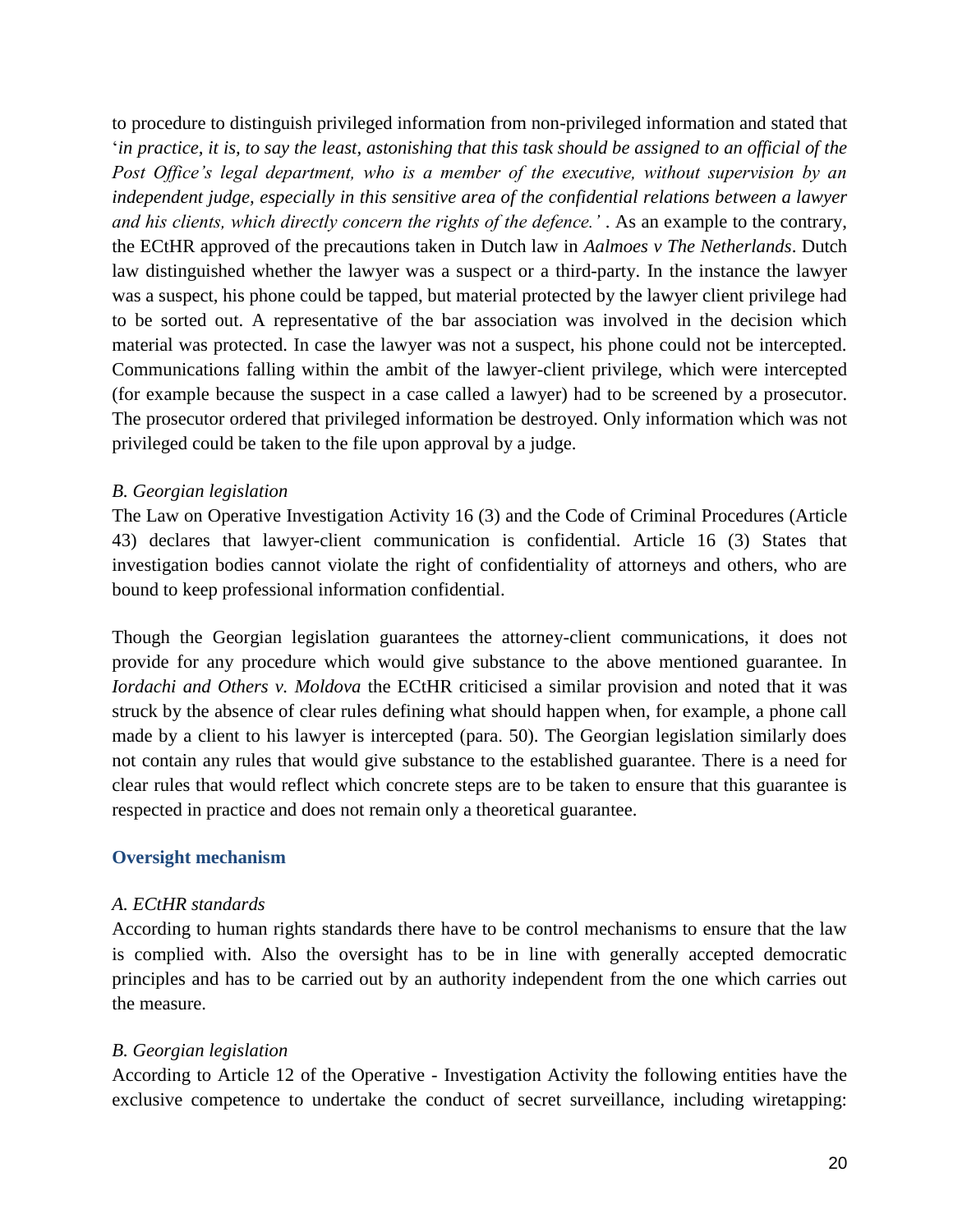to procedure to distinguish privileged information from non-privileged information and stated that '*in practice, it is, to say the least, astonishing that this task should be assigned to an official of the Post Office's legal department, who is a member of the executive, without supervision by an independent judge, especially in this sensitive area of the confidential relations between a lawyer and his clients, which directly concern the rights of the defence.'* . As an example to the contrary, the ECtHR approved of the precautions taken in Dutch law in *Aalmoes v The Netherlands*. Dutch law distinguished whether the lawyer was a suspect or a third-party. In the instance the lawyer was a suspect, his phone could be tapped, but material protected by the lawyer client privilege had to be sorted out. A representative of the bar association was involved in the decision which material was protected. In case the lawyer was not a suspect, his phone could not be intercepted. Communications falling within the ambit of the lawyer-client privilege, which were intercepted (for example because the suspect in a case called a lawyer) had to be screened by a prosecutor. The prosecutor ordered that privileged information be destroyed. Only information which was not privileged could be taken to the file upon approval by a judge.

*B. Georgian legislation*

The Law on Operative Investigation Activity 16 (3) and the Code of Criminal Procedures (Article 43) declares that lawyer-client communication is confidential. Article 16 (3) States that investigation bodies cannot violate the right of confidentiality of attorneys and others, who are bound to keep professional information confidential.

Though the Georgian legislation guarantees the attorney-client communications, it does not provide for any procedure which would give substance to the above mentioned guarantee. In *Iordachi and Others v. Moldova* the ECtHR criticised a similar provision and noted that it was struck by the absence of clear rules defining what should happen when, for example, a phone call made by a client to his lawyer is intercepted (para. 50). The Georgian legislation similarly does not contain any rules that would give substance to the established guarantee. There is a need for clear rules that would reflect which concrete steps are to be taken to ensure that this guarantee is respected in practice and does not remain only a theoretical guarantee.

## Oversight mechanism

*A. ECtHR standards*

According to human rights standards there have to be control mechanisms to ensure that the law is complied with. Also the oversight has to be in line with generally accepted democratic principles and has to be carried out by an authority independent from the one which carries out the measure.

*B. Georgian legislation*

According to Article 12 of the Operative - Investigation Activity the following entities have the exclusive competence to undertake the conduct of secret surveillance, including wiretapping: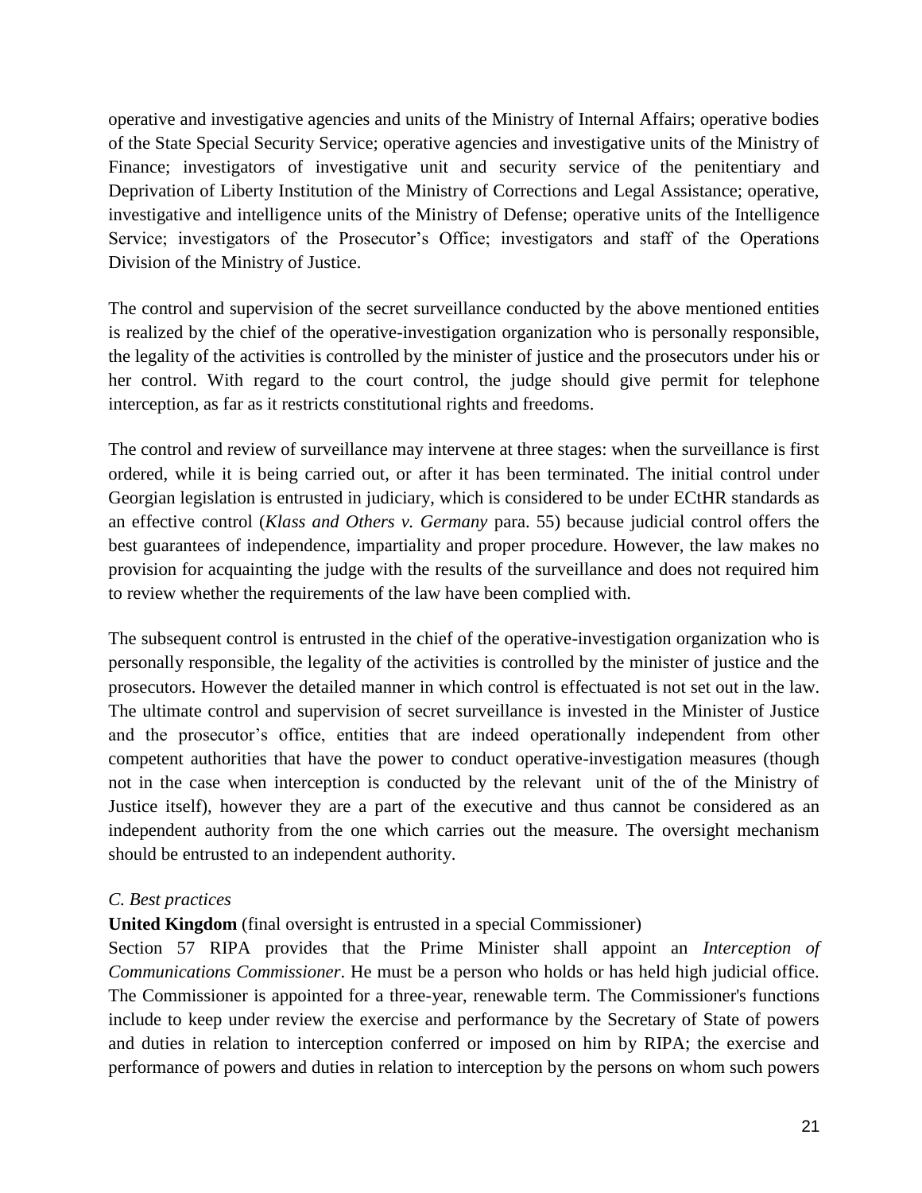operative and investigative agencies and units of the Ministry of Internal Affairs; operative bodies of the State Special Security Service; operative agencies and investigative units of the Ministry of Finance; investigators of investigative unit and security service of the penitentiary and Deprivation of Liberty Institution of the Ministry of Corrections and Legal Assistance; operative, investigative and intelligence units of the Ministry of Defense; operative units of the Intelligence Service; investigators of the Prosecutor's Office; investigators and staff of the Operations Division of the Ministry of Justice.

The control and supervision of the secret surveillance conducted by the above mentioned entities is realized by the chief of the operative-investigation organization who is personally responsible, the legality of the activities is controlled by the minister of justice and the prosecutors under his or her control. With regard to the court control, the judge should give permit for telephone interception, as far as it restricts constitutional rights and freedoms.

The control and review of surveillance may intervene at three stages: when the surveillance is first ordered, while it is being carried out, or after it has been terminated. The initial control under Georgian legislation is entrusted in judiciary, which is considered to be under ECtHR standards as an effective control (*Klass and Others v. Germany* para. 55) because judicial control offers the best guarantees of independence, impartiality and proper procedure. However, the law makes no provision for acquainting the judge with the results of the surveillance and does not required him to review whether the requirements of the law have been complied with.

The subsequent control is entrusted in the chief of the operative-investigation organization who is personally responsible, the legality of the activities is controlled by the minister of justice and the prosecutors. However the detailed manner in which control is effectuated is not set out in the law. The ultimate control and supervision of secret surveillance is invested in the Minister of Justice and the prosecutor's office, entities that are indeed operationally independent from other competent authorities that have the power to conduct operative-investigation measures (though not in the case when interception is conducted by the relevant unit of the of the Ministry of Justice itself), however they are a part of the executive and thus cannot be considered as an independent authority from the one which carries out the measure. The oversight mechanism should be entrusted to an independent authority.

*C. Best practices*

**United Kingdom** (final oversight is entrusted in a special Commissioner)

Section 57 RIPA provides that the Prime Minister shall appoint an *Interception of Communications Commissioner*. He must be a person who holds or has held high judicial office. The Commissioner is appointed for a three-year, renewable term. The Commissioner's functions include to keep under review the exercise and performance by the Secretary of State of powers and duties in relation to interception conferred or imposed on him by RIPA; the exercise and performance of powers and duties in relation to interception by the persons on whom such powers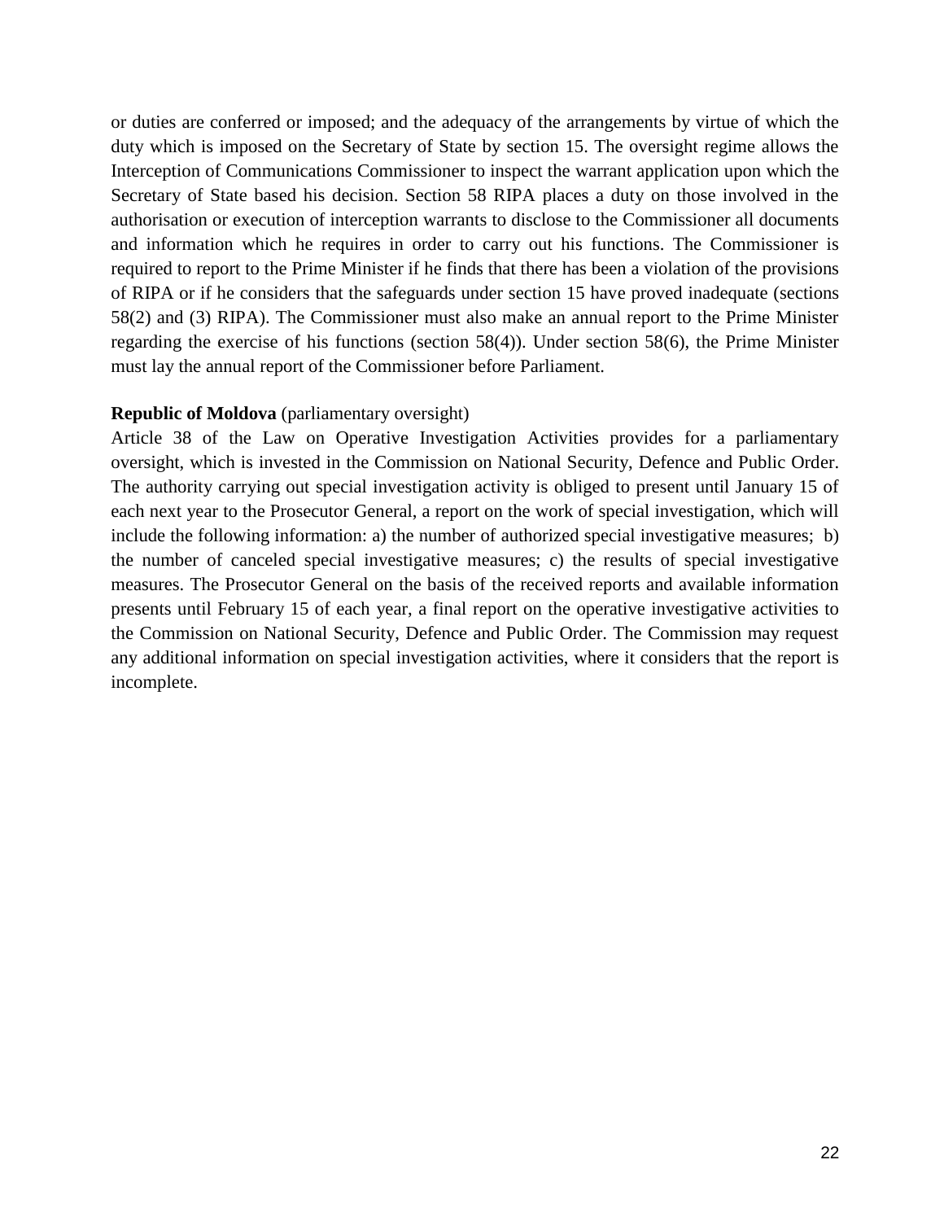or duties are conferred or imposed; and the adequacy of the arrangements by virtue of which the duty which is imposed on the Secretary of State by section 15. The oversight regime allows the Interception of Communications Commissioner to inspect the warrant application upon which the Secretary of State based his decision. Section 58 RIPA places a duty on those involved in the authorisation or execution of interception warrants to disclose to the Commissioner all documents and information which he requires in order to carry out his functions. The Commissioner is required to report to the Prime Minister if he finds that there has been a violation of the provisions of RIPA or if he considers that the safeguards under section 15 have proved inadequate (sections 58(2) and (3) RIPA). The Commissioner must also make an annual report to the Prime Minister regarding the exercise of his functions (section 58(4)). Under section 58(6), the Prime Minister must lay the annual report of the Commissioner before Parliament.

**Republic of Moldova** (parliamentary oversight)

Article 38 of the Law on Operative Investigation Activities provides for a parliamentary oversight, which is invested in the Commission on National Security, Defence and Public Order. The authority carrying out special investigation activity is obliged to present until January 15 of each next year to the Prosecutor General, a report on the work of special investigation, which will include the following information: a) the number of authorized special investigative measures; b) the number of canceled special investigative measures; c) the results of special investigative measures. The Prosecutor General on the basis of the received reports and available information presents until February 15 of each year, a final report on the operative investigative activities to the Commission on National Security, Defence and Public Order. The Commission may request any additional information on special investigation activities, where it considers that the report is incomplete.